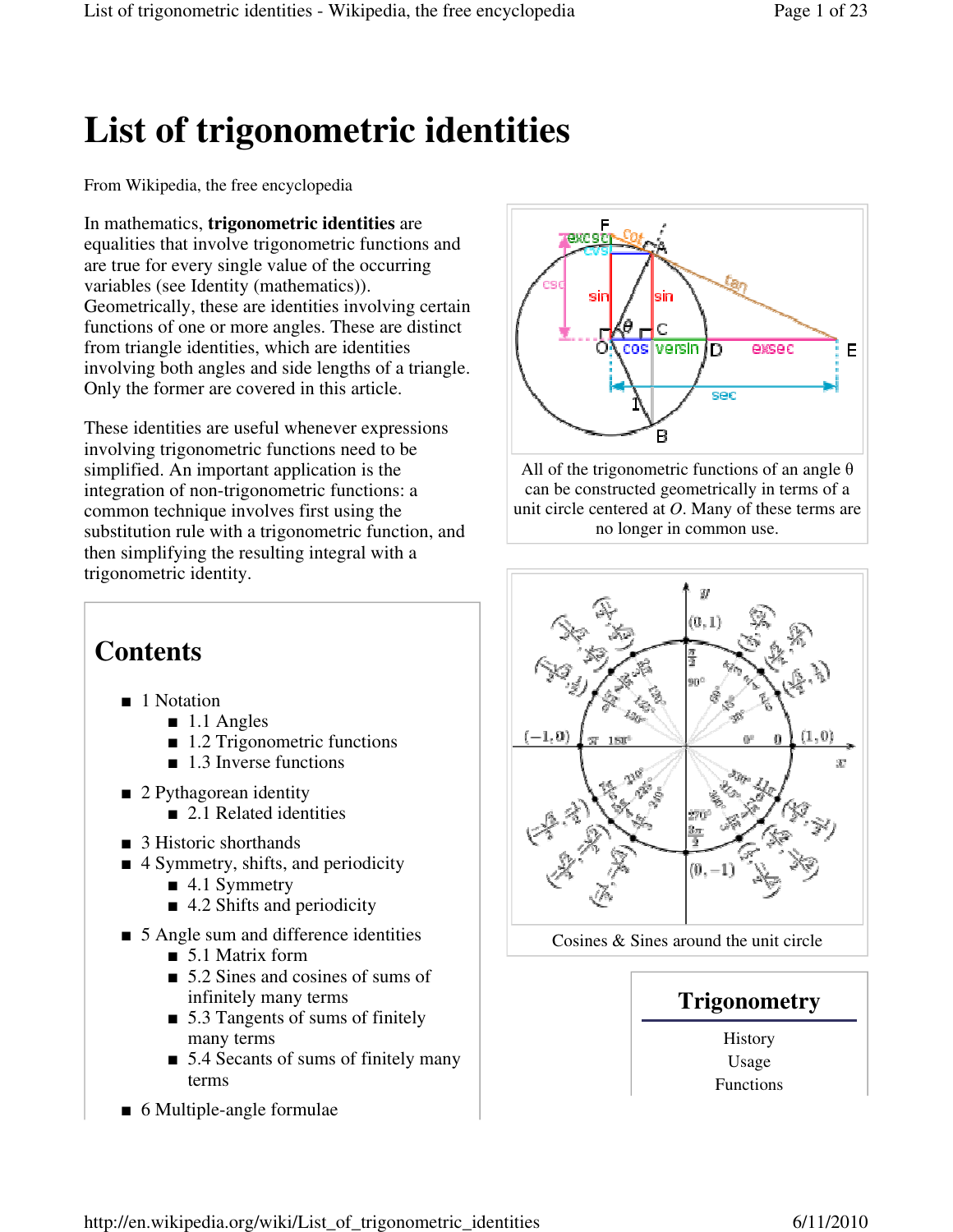# List of trigonometric identities

From Wikipedia, the free encyclopedia

In mathematics, **trigonometric identities** are equalities that involve trigonometric functions and are true for every single value of the occurring variables (see Identity (mathematics)). Geometrically, these are identities involving certain functions of one or more angles. These are distinct from triangle identities, which are identities involving both angles and side lengths of a triangle. Only the former are covered in this article.

These identities are useful whenever expressions involving trigonometric functions need to be simplified. An important application is the integration of non-trigonometric functions: a common technique involves first using the substitution rule with a trigonometric function, and then simplifying the resulting integral with a trigonometric identity.

All of the trigonometric functions of an angle θ can be constructed geometrically in terms of a unit circle centered at *O*. Many of these terms are no longer in common use.

Cosines & Sines around the unit circle

## Contents

- 1 Notation
  - 1.1 Angles
  - 1.2 Trigonometric functions
  - 1.3 Inverse functions
- 2 Pythagorean identity
  - 2.1 Related identities
- 3 Historic shorthands
- 4 Symmetry, shifts, and periodicity
  - 4.1 Symmetry
  - 4.2 Shifts and periodicity
- 5 Angle sum and difference identities
  - 5.1 Matrix form
  - 5.2 Sines and cosines of sums of infinitely many terms
  - 5.3 Tangents of sums of finitely many terms
  - 5.4 Secants of sums of finitely many terms
- 6 Multiple-angle formulae

**Trigonometry**

History
Usage
Functions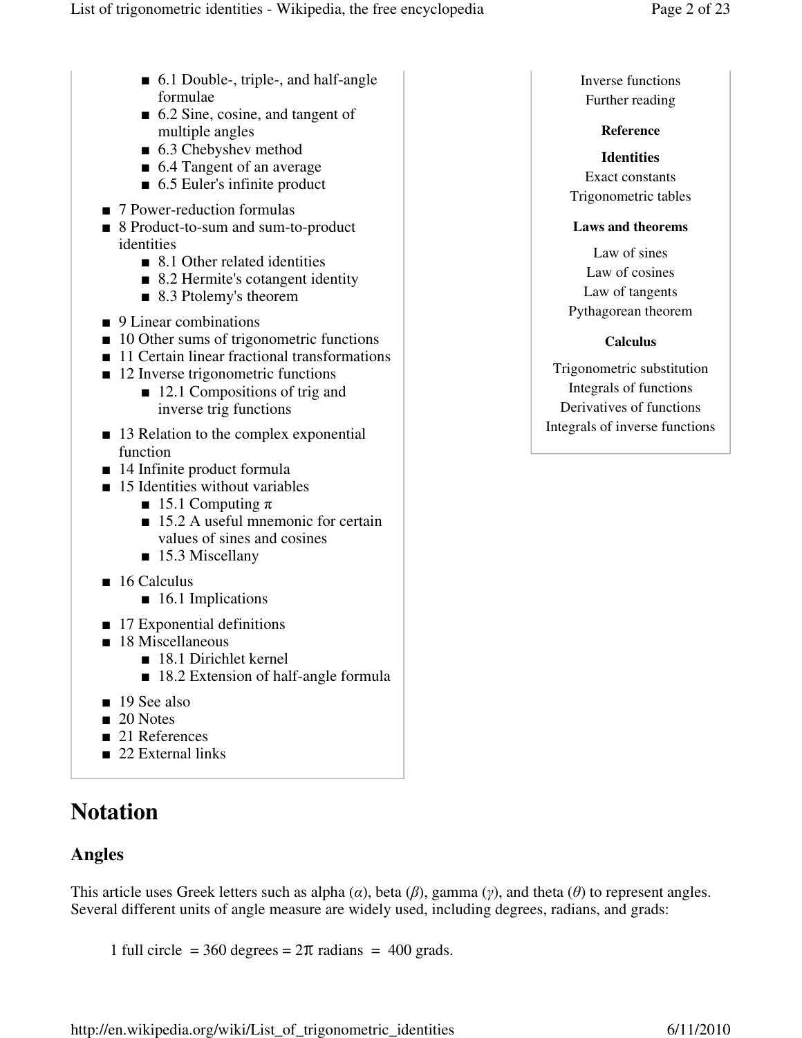- 6.1 Double-, triple-, and half-angle formulae
  - 6.2 Sine, cosine, and tangent of multiple angles
  - 6.3 Chebyshev method
  - 6.4 Tangent of an average
  - 6.5 Euler's infinite product
- 7 Power-reduction formulas
- 8 Product-to-sum and sum-to-product identities
  - 8.1 Other related identities
  - 8.2 Hermite's cotangent identity
  - 8.3 Ptolemy's theorem
- 9 Linear combinations
- 10 Other sums of trigonometric functions
- 11 Certain linear fractional transformations
- 12 Inverse trigonometric functions
  - 12.1 Compositions of trig and inverse trig functions
- 13 Relation to the complex exponential function
- 14 Infinite product formula
- 15 Identities without variables
  - 15.1 Computing π
  - 15.2 A useful mnemonic for certain values of sines and cosines
  - 15.3 Miscellany
- 16 Calculus
  - 16.1 Implications
- 17 Exponential definitions
- 18 Miscellaneous
  - 18.1 Dirichlet kernel
  - 18.2 Extension of half-angle formula
- 19 See also
- 20 Notes
- 21 References
- 22 External links

Inverse functions
Further reading

**Reference**

**Identities**

Exact constants
Trigonometric tables

**Laws and theorems**

Law of sines
Law of cosines
Law of tangents
Pythagorean theorem

**Calculus**

Trigonometric substitution
Integrals of functions
Derivatives of functions
Integrals of inverse functions

# Notation

## Angles

This article uses Greek letters such as alpha ($\alpha$), beta ($\beta$), gamma ($\gamma$), and theta ($\theta$) to represent angles. Several different units of angle measure are widely used, including degrees, radians, and grads:

$$1 \text{ full circle} = 360 \text{ degrees} = 2\pi \text{ radians} = 400 \text{ grads.}$$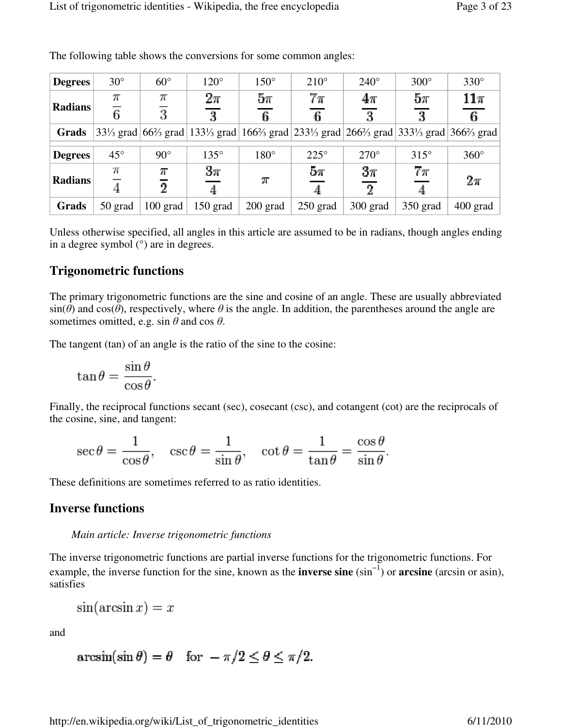The following table shows the conversions for some common angles:

| **Degrees** | 30° | 60° | 120° | 150° | 210° | 240° | 300° | 330° |
|---|---|---|---|---|---|---|---|---|
| **Radians** | $\frac{\pi}{6}$ | $\frac{\pi}{3}$ | $\frac{2\pi}{3}$ | $\frac{5\pi}{6}$ | $\frac{7\pi}{6}$ | $\frac{4\pi}{3}$ | $\frac{5\pi}{3}$ | $\frac{11\pi}{6}$ |
| **Grads** | 33⅓ grad | 66⅔ grad | 133⅓ grad | 166⅔ grad | 233⅓ grad | 266⅔ grad | 333⅓ grad | 366⅔ grad |

| **Degrees** | 45° | 90° | 135° | 180° | 225° | 270° | 315° | 360° |
|---|---|---|---|---|---|---|---|---|
| **Radians** | $\frac{\pi}{4}$ | $\frac{\pi}{2}$ | $\frac{3\pi}{4}$ | $\pi$ | $\frac{5\pi}{4}$ | $\frac{3\pi}{2}$ | $\frac{7\pi}{4}$ | $2\pi$ |
| **Grads** | 50 grad | 100 grad | 150 grad | 200 grad | 250 grad | 300 grad | 350 grad | 400 grad |

Unless otherwise specified, all angles in this article are assumed to be in radians, though angles ending in a degree symbol (°) are in degrees.

## Trigonometric functions

The primary trigonometric functions are the sine and cosine of an angle. These are usually abbreviated $\sin(\theta)$ and $\cos(\theta)$, respectively, where $\theta$ is the angle. In addition, the parentheses around the angle are sometimes omitted, e.g. $\sin \theta$ and $\cos \theta$.

The tangent (tan) of an angle is the ratio of the sine to the cosine:

$$\tan\theta = \frac{\sin\theta}{\cos\theta}.$$

Finally, the reciprocal functions secant (sec), cosecant (csc), and cotangent (cot) are the reciprocals of the cosine, sine, and tangent:

$$\sec\theta = \frac{1}{\cos\theta}, \quad \csc\theta = \frac{1}{\sin\theta}, \quad \cot\theta = \frac{1}{\tan\theta} = \frac{\cos\theta}{\sin\theta}.$$

These definitions are sometimes referred to as ratio identities.

## Inverse functions

*Main article: Inverse trigonometric functions*

The inverse trigonometric functions are partial inverse functions for the trigonometric functions. For example, the inverse function for the sine, known as the **inverse sine** ($\sin^{-1}$) or **arcsine** (arcsin or asin), satisfies

$$\sin(\arcsin x) = x$$

and

$$\arcsin(\sin\theta) = \theta \quad \text{for } -\pi/2 \leq \theta \leq \pi/2.$$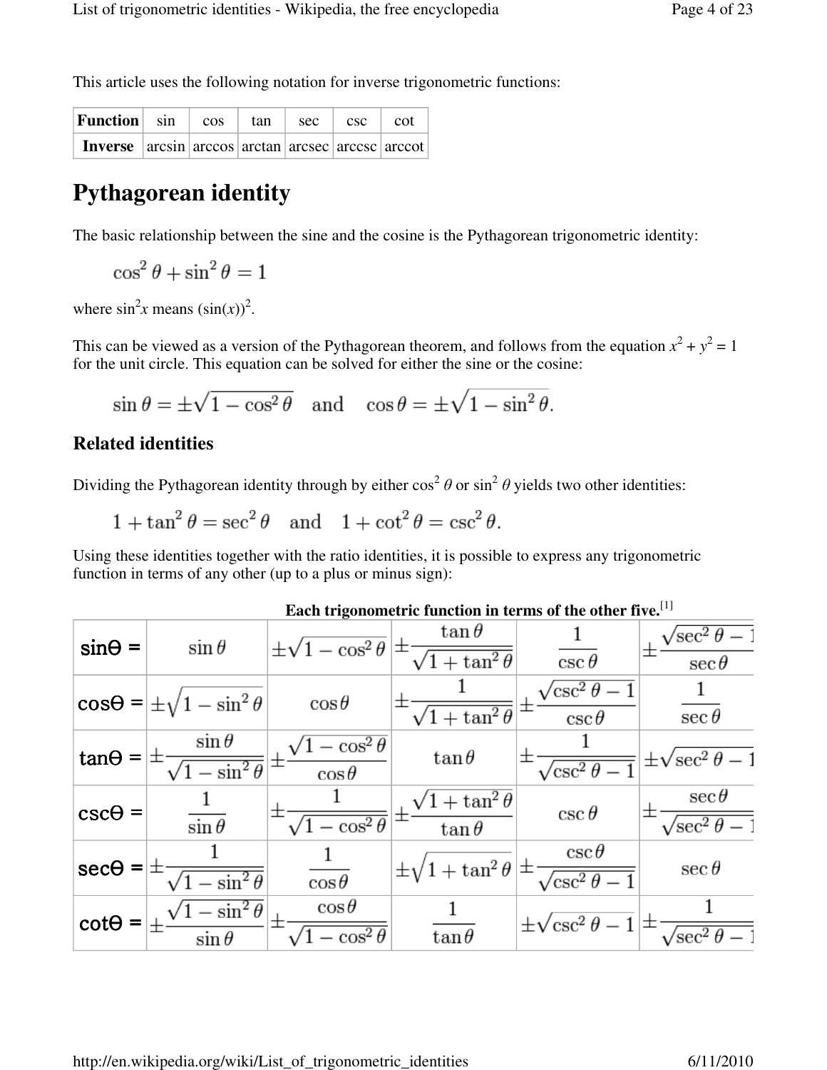This article uses the following notation for inverse trigonometric functions:

| **Function** | sin | cos | tan | sec | csc | cot |
|---|---|---|---|---|---|---|
| **Inverse** | arcsin | arccos | arctan | arcsec | arccsc | arccot |

# Pythagorean identity

The basic relationship between the sine and the cosine is the Pythagorean trigonometric identity:

$$\cos^2\theta + \sin^2\theta = 1$$

where $\sin^2 x$ means $(\sin(x))^2$.

This can be viewed as a version of the Pythagorean theorem, and follows from the equation $x^2 + y^2 = 1$ for the unit circle. This equation can be solved for either the sine or the cosine:

$$\sin\theta = \pm\sqrt{1-\cos^2\theta} \quad \text{and} \quad \cos\theta = \pm\sqrt{1-\sin^2\theta}.$$

## Related identities

Dividing the Pythagorean identity through by either $\cos^2\theta$ or $\sin^2\theta$ yields two other identities:

$$1 + \tan^2\theta = \sec^2\theta \quad \text{and} \quad 1 + \cot^2\theta = \csc^2\theta.$$

Using these identities together with the ratio identities, it is possible to express any trigonometric function in terms of any other (up to a plus or minus sign):

**Each trigonometric function in terms of the other five.**[1]

| | | | | | |
|---|---|---|---|---|---|
| **sinΘ =** | $\sin\theta$ | $\pm\sqrt{1-\cos^2\theta}$ | $\pm\frac{\tan\theta}{\sqrt{1+\tan^2\theta}}$ | $\frac{1}{\csc\theta}$ | $\pm\frac{\sqrt{\sec^2\theta-1}}{\sec\theta}$ |
| **cosΘ =** | $\pm\sqrt{1-\sin^2\theta}$ | $\cos\theta$ | $\pm\frac{1}{\sqrt{1+\tan^2\theta}}$ | $\pm\frac{\sqrt{\csc^2\theta-1}}{\csc\theta}$ | $\frac{1}{\sec\theta}$ |
| **tanΘ =** | $\pm\frac{\sin\theta}{\sqrt{1-\sin^2\theta}}$ | $\pm\frac{\sqrt{1-\cos^2\theta}}{\cos\theta}$ | $\tan\theta$ | $\pm\frac{1}{\sqrt{\csc^2\theta-1}}$ | $\pm\sqrt{\sec^2\theta-1}$ |
| **cscΘ =** | $\frac{1}{\sin\theta}$ | $\pm\frac{1}{\sqrt{1-\cos^2\theta}}$ | $\pm\frac{\sqrt{1+\tan^2\theta}}{\tan\theta}$ | $\csc\theta$ | $\pm\frac{\sec\theta}{\sqrt{\sec^2\theta-1}}$ |
| **secΘ =** | $\pm\frac{1}{\sqrt{1-\sin^2\theta}}$ | $\frac{1}{\cos\theta}$ | $\pm\sqrt{1+\tan^2\theta}$ | $\pm\frac{\csc\theta}{\sqrt{\csc^2\theta-1}}$ | $\sec\theta$ |
| **cotΘ =** | $\pm\frac{\sqrt{1-\sin^2\theta}}{\sin\theta}$ | $\pm\frac{\cos\theta}{\sqrt{1-\cos^2\theta}}$ | $\frac{1}{\tan\theta}$ | $\pm\sqrt{\csc^2\theta-1}$ | $\pm\frac{1}{\sqrt{\sec^2\theta-1}}$ |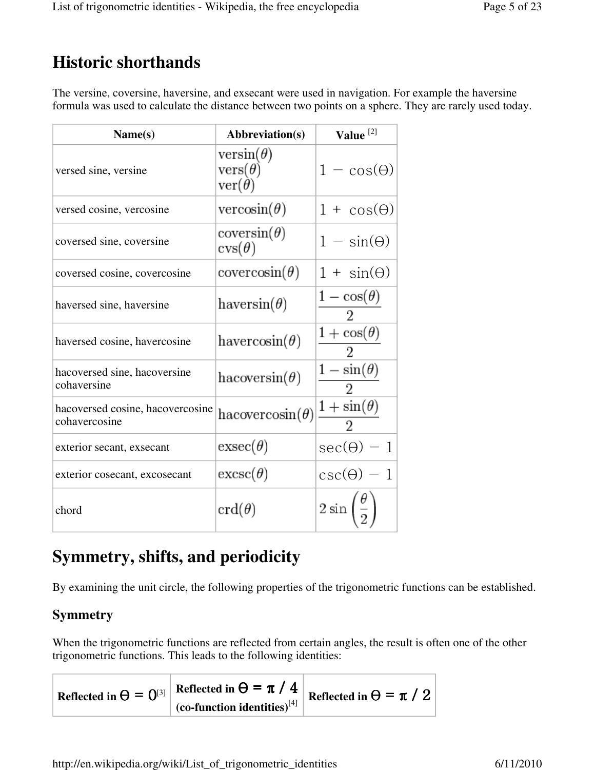## Historic shorthands

The versine, coversine, haversine, and exsecant were used in navigation. For example the haversine formula was used to calculate the distance between two points on a sphere. They are rarely used today.

| Name(s) | Abbreviation(s) | Value [2] |
|---|---|---|
| versed sine, versine | $\text{versin}(\theta)$<br>$\text{vers}(\theta)$<br>$\text{ver}(\theta)$ | $1 - \cos(\Theta)$ |
| versed cosine, vercosine | $\text{vercosin}(\theta)$ | $1 + \cos(\Theta)$ |
| coversed sine, coversine | $\text{coversin}(\theta)$<br>$\text{cvs}(\theta)$ | $1 - \sin(\Theta)$ |
| coversed cosine, covercosine | $\text{covercosin}(\theta)$ | $1 + \sin(\Theta)$ |
| haversed sine, haversine | $\text{haversin}(\theta)$ | $\frac{1 - \cos(\theta)}{2}$ |
| haversed cosine, havercosine | $\text{havercosin}(\theta)$ | $\frac{1 + \cos(\theta)}{2}$ |
| hacoversed sine, hacoversine cohaversine | $\text{hacoversin}(\theta)$ | $\frac{1 - \sin(\theta)}{2}$ |
| hacoversed cosine, hacovercosine cohavercosine | $\text{hacovercosin}(\theta)$ | $\frac{1 + \sin(\theta)}{2}$ |
| exterior secant, exsecant | $\text{exsec}(\theta)$ | $\sec(\Theta) - 1$ |
| exterior cosecant, excosecant | $\text{excsc}(\theta)$ | $\csc(\Theta) - 1$ |
| chord | $\text{crd}(\theta)$ | $2 \sin\left(\frac{\theta}{2}\right)$ |

# Symmetry, shifts, and periodicity

By examining the unit circle, the following properties of the trigonometric functions can be established.

### Symmetry

When the trigonometric functions are reflected from certain angles, the result is often one of the other trigonometric functions. This leads to the following identities:

| Reflected in $\Theta = 0$[3] | Reflected in $\Theta = \pi / 4$ (co-function identities)[4] | Reflected in $\Theta = \pi / 2$ |
|---|---|---|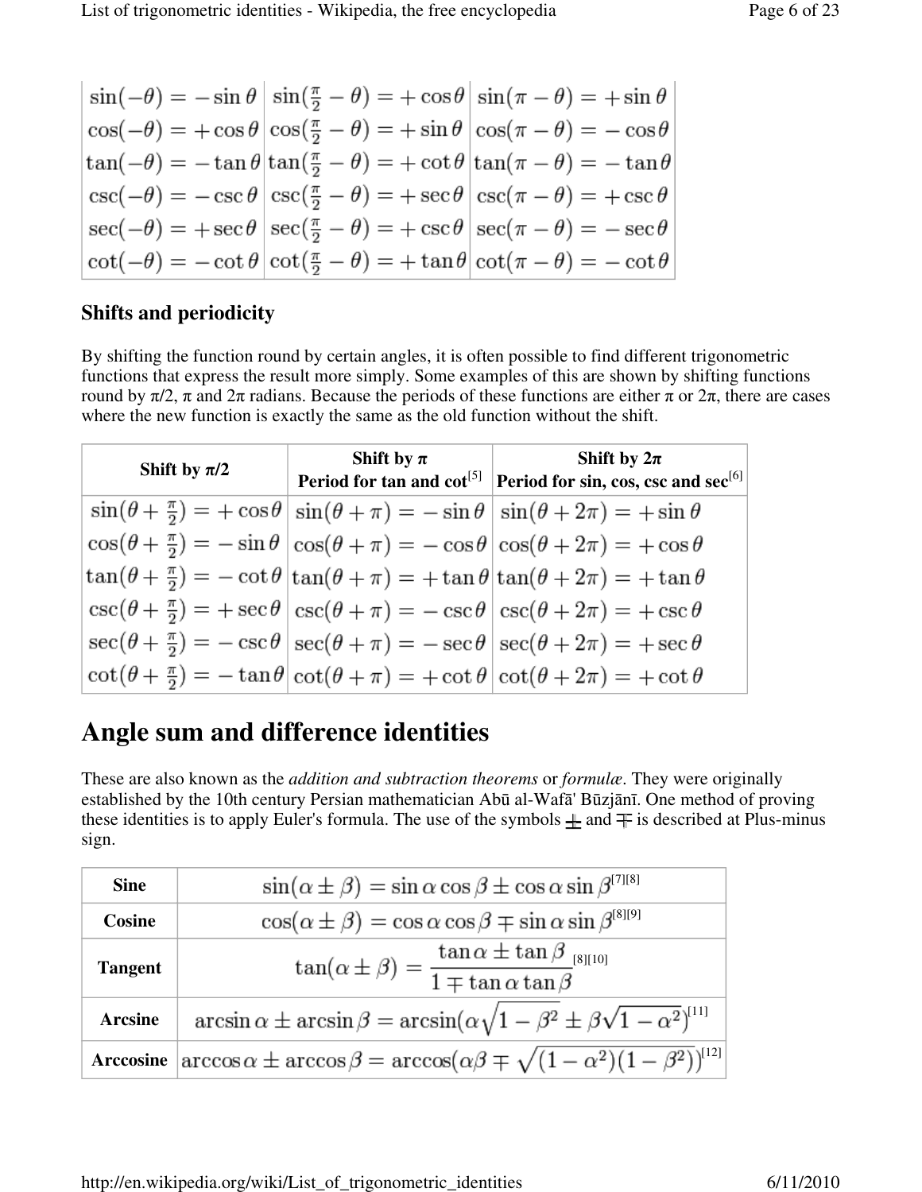| | | |
|---|---|---|
| $\sin(-\theta) = -\sin\theta$ | $\sin(\frac{\pi}{2} - \theta) = +\cos\theta$ | $\sin(\pi - \theta) = +\sin\theta$ |
| $\cos(-\theta) = +\cos\theta$ | $\cos(\frac{\pi}{2} - \theta) = +\sin\theta$ | $\cos(\pi - \theta) = -\cos\theta$ |
| $\tan(-\theta) = -\tan\theta$ | $\tan(\frac{\pi}{2} - \theta) = +\cot\theta$ | $\tan(\pi - \theta) = -\tan\theta$ |
| $\csc(-\theta) = -\csc\theta$ | $\csc(\frac{\pi}{2} - \theta) = +\sec\theta$ | $\csc(\pi - \theta) = +\csc\theta$ |
| $\sec(-\theta) = +\sec\theta$ | $\sec(\frac{\pi}{2} - \theta) = +\csc\theta$ | $\sec(\pi - \theta) = -\sec\theta$ |
| $\cot(-\theta) = -\cot\theta$ | $\cot(\frac{\pi}{2} - \theta) = +\tan\theta$ | $\cot(\pi - \theta) = -\cot\theta$ |

### Shifts and periodicity

By shifting the function round by certain angles, it is often possible to find different trigonometric functions that express the result more simply. Some examples of this are shown by shifting functions round by π/2, π and 2π radians. Because the periods of these functions are either π or 2π, there are cases where the new function is exactly the same as the old function without the shift.

| Shift by π/2 | Shift by π Period for tan and cot[5] | Shift by 2π Period for sin, cos, csc and sec[6] |
|---|---|---|
| $\sin(\theta + \frac{\pi}{2}) = +\cos\theta$ | $\sin(\theta + \pi) = -\sin\theta$ | $\sin(\theta + 2\pi) = +\sin\theta$ |
| $\cos(\theta + \frac{\pi}{2}) = -\sin\theta$ | $\cos(\theta + \pi) = -\cos\theta$ | $\cos(\theta + 2\pi) = +\cos\theta$ |
| $\tan(\theta + \frac{\pi}{2}) = -\cot\theta$ | $\tan(\theta + \pi) = +\tan\theta$ | $\tan(\theta + 2\pi) = +\tan\theta$ |
| $\csc(\theta + \frac{\pi}{2}) = +\sec\theta$ | $\csc(\theta + \pi) = -\csc\theta$ | $\csc(\theta + 2\pi) = +\csc\theta$ |
| $\sec(\theta + \frac{\pi}{2}) = -\csc\theta$ | $\sec(\theta + \pi) = -\sec\theta$ | $\sec(\theta + 2\pi) = +\sec\theta$ |
| $\cot(\theta + \frac{\pi}{2}) = -\tan\theta$ | $\cot(\theta + \pi) = +\cot\theta$ | $\cot(\theta + 2\pi) = +\cot\theta$ |

# Angle sum and difference identities

These are also known as the *addition and subtraction theorems* or *formulæ*. They were originally established by the 10th century Persian mathematician Abū al-Wafā' Būzjānī. One method of proving these identities is to apply Euler's formula. The use of the symbols $\pm$ and $\mp$ is described at Plus-minus sign.

| | |
|---|---|
| **Sine** | $\sin(\alpha \pm \beta) = \sin\alpha\cos\beta \pm \cos\alpha\sin\beta$ [7][8] |
| **Cosine** | $\cos(\alpha \pm \beta) = \cos\alpha\cos\beta \mp \sin\alpha\sin\beta$ [8][9] |
| **Tangent** | $\tan(\alpha \pm \beta) = \dfrac{\tan\alpha \pm \tan\beta}{1 \mp \tan\alpha\tan\beta}$ [8][10] |
| **Arcsine** | $\arcsin\alpha \pm \arcsin\beta = \arcsin(\alpha\sqrt{1-\beta^2} \pm \beta\sqrt{1-\alpha^2})$ [11] |
| **Arccosine** | $\arccos\alpha \pm \arccos\beta = \arccos(\alpha\beta \mp \sqrt{(1-\alpha^2)(1-\beta^2)})$ [12] |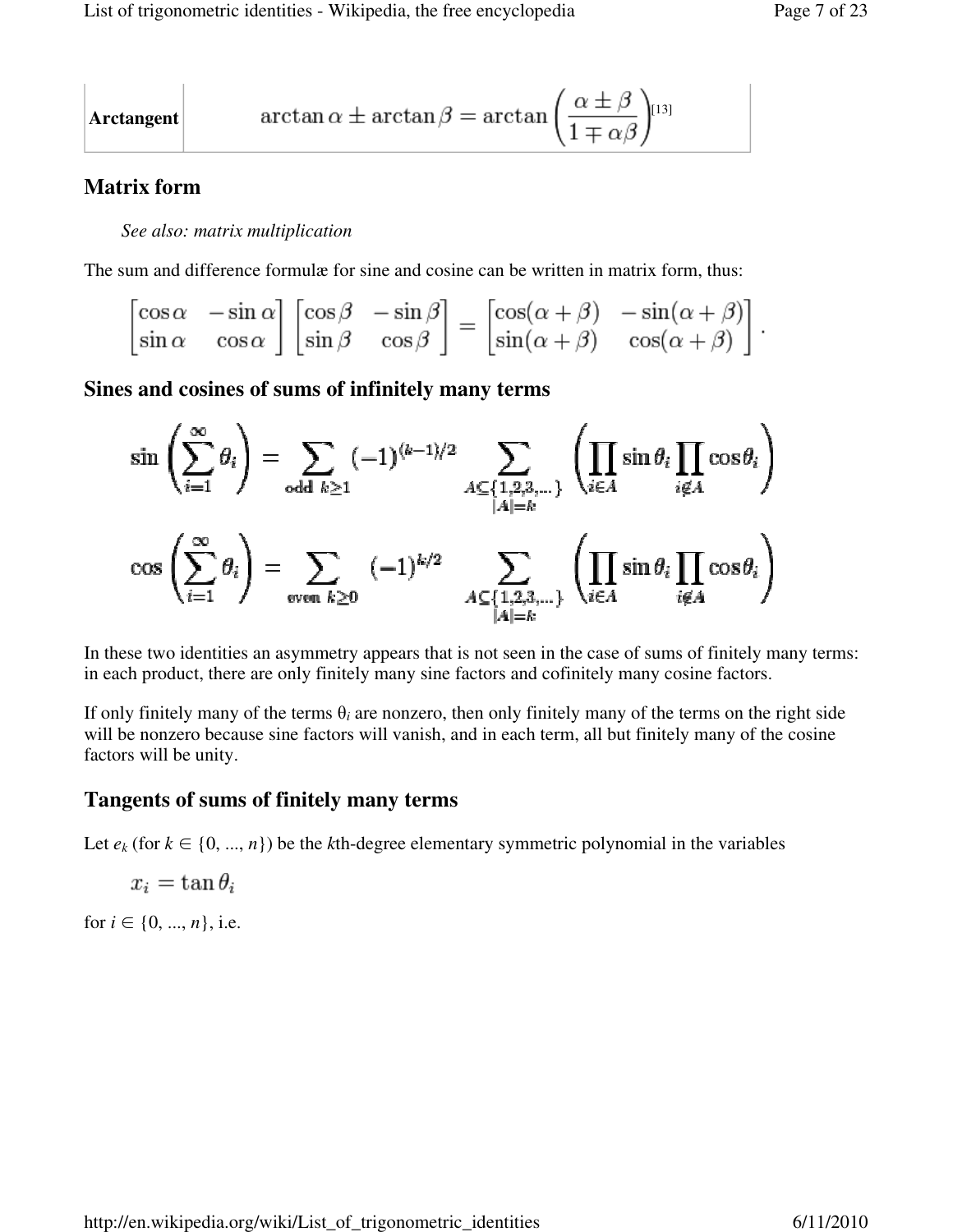| | |
|---|---|
| **Arctangent** | $\arctan\alpha \pm \arctan\beta = \arctan\left(\dfrac{\alpha \pm \beta}{1 \mp \alpha\beta}\right)$[13] |

## Matrix form

*See also: matrix multiplication*

The sum and difference formulæ for sine and cosine can be written in matrix form, thus:

$$\begin{bmatrix}\cos\alpha & -\sin\alpha \\ \sin\alpha & \cos\alpha\end{bmatrix}\begin{bmatrix}\cos\beta & -\sin\beta \\ \sin\beta & \cos\beta\end{bmatrix} = \begin{bmatrix}\cos(\alpha+\beta) & -\sin(\alpha+\beta) \\ \sin(\alpha+\beta) & \cos(\alpha+\beta)\end{bmatrix}.$$

## Sines and cosines of sums of infinitely many terms

$$\sin\left(\sum_{i=1}^{\infty}\theta_i\right) = \sum_{\text{odd } k\geq 1}(-1)^{(k-1)/2}\sum_{\substack{A\subseteq\{1,2,3,\dots\}\\|A|=k}}\left(\prod_{i\in A}\sin\theta_i\prod_{i\notin A}\cos\theta_i\right)$$

$$\cos\left(\sum_{i=1}^{\infty}\theta_i\right) = \sum_{\text{even } k\geq 0}(-1)^{k/2}\sum_{\substack{A\subseteq\{1,2,3,\dots\}\\|A|=k}}\left(\prod_{i\in A}\sin\theta_i\prod_{i\notin A}\cos\theta_i\right)$$

In these two identities an asymmetry appears that is not seen in the case of sums of finitely many terms: in each product, there are only finitely many sine factors and cofinitely many cosine factors.

If only finitely many of the terms $\theta_i$ are nonzero, then only finitely many of the terms on the right side will be nonzero because sine factors will vanish, and in each term, all but finitely many of the cosine factors will be unity.

## Tangents of sums of finitely many terms

Let $e_k$ (for $k \in \{0, ..., n\}$) be the $k$th-degree elementary symmetric polynomial in the variables

$$x_i = \tan\theta_i$$

for $i \in \{0, ..., n\}$, i.e.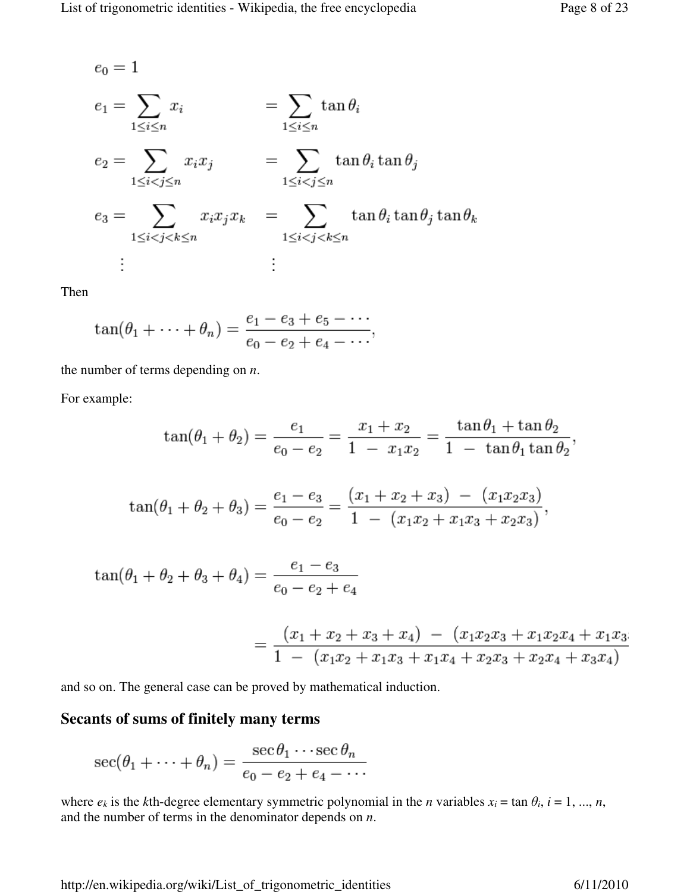$$
\begin{aligned}
e_0 &= 1 \\
e_1 &= \sum_{1 \le i \le n} x_i &&= \sum_{1 \le i \le n} \tan\theta_i \\
e_2 &= \sum_{1 \le i < j \le n} x_i x_j &&= \sum_{1 \le i < j \le n} \tan\theta_i \tan\theta_j \\
e_3 &= \sum_{1 \le i < j < k \le n} x_i x_j x_k &&= \sum_{1 \le i < j < k \le n} \tan\theta_i \tan\theta_j \tan\theta_k \\
&\ \ \vdots &&\ \ \vdots
\end{aligned}
$$

Then

$$
\tan(\theta_1 + \cdots + \theta_n) = \frac{e_1 - e_3 + e_5 - \cdots}{e_0 - e_2 + e_4 - \cdots},
$$

the number of terms depending on $n$.

For example:

$$
\tan(\theta_1 + \theta_2) = \frac{e_1}{e_0 - e_2} = \frac{x_1 + x_2}{1 \ - \ x_1 x_2} = \frac{\tan\theta_1 + \tan\theta_2}{1 \ - \ \tan\theta_1 \tan\theta_2},
$$

$$
\tan(\theta_1 + \theta_2 + \theta_3) = \frac{e_1 - e_3}{e_0 - e_2} = \frac{(x_1 + x_2 + x_3) \ - \ (x_1 x_2 x_3)}{1 \ - \ (x_1 x_2 + x_1 x_3 + x_2 x_3)},
$$

$$
\tan(\theta_1 + \theta_2 + \theta_3 + \theta_4) = \frac{e_1 - e_3}{e_0 - e_2 + e_4}
$$

$$
= \frac{(x_1 + x_2 + x_3 + x_4) \ - \ (x_1 x_2 x_3 + x_1 x_2 x_4 + x_1 x_3 \cdots}{1 \ - \ (x_1 x_2 + x_1 x_3 + x_1 x_4 + x_2 x_3 + x_2 x_4 + x_3 x_4)}
$$

and so on. The general case can be proved by mathematical induction.

## Secants of sums of finitely many terms

$$
\sec(\theta_1 + \cdots + \theta_n) = \frac{\sec\theta_1 \cdots \sec\theta_n}{e_0 - e_2 + e_4 - \cdots}
$$

where $e_k$ is the $k$th-degree elementary symmetric polynomial in the $n$ variables $x_i = \tan\theta_i$, $i = 1, \ldots, n$, and the number of terms in the denominator depends on $n$.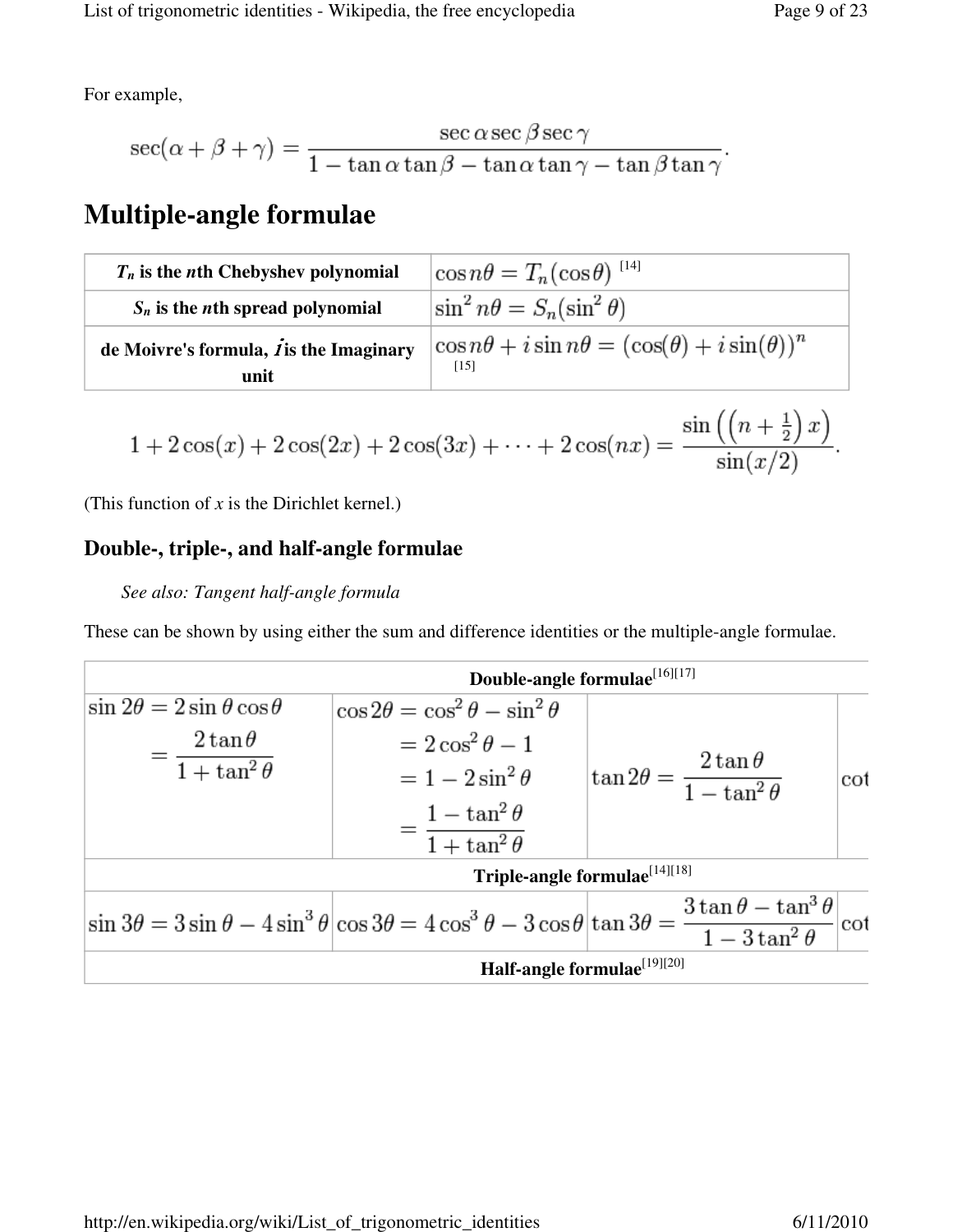For example,

$$\sec(\alpha+\beta+\gamma) = \frac{\sec\alpha\sec\beta\sec\gamma}{1-\tan\alpha\tan\beta-\tan\alpha\tan\gamma-\tan\beta\tan\gamma}.$$

# Multiple-angle formulae

| | |
|---|---|
| **$T_n$ is the $n$th Chebyshev polynomial** | $\cos n\theta = T_n(\cos\theta)$ [14] |
| **$S_n$ is the $n$th spread polynomial** | $\sin^2 n\theta = S_n(\sin^2\theta)$ |
| **de Moivre's formula, $i$ is the Imaginary unit** | $\cos n\theta + i\sin n\theta = (\cos(\theta)+i\sin(\theta))^n$ [15] |

$$1+2\cos(x)+2\cos(2x)+2\cos(3x)+\cdots+2\cos(nx) = \frac{\sin\left(\left(n+\frac{1}{2}\right)x\right)}{\sin(x/2)}.$$

(This function of $x$ is the Dirichlet kernel.)

## Double-, triple-, and half-angle formulae

*See also: Tangent half-angle formula*

These can be shown by using either the sum and difference identities or the multiple-angle formulae.

| **Double-angle formulae**[16][17] | | | |
|---|---|---|---|
| $\sin 2\theta = 2\sin\theta\cos\theta$ $= \dfrac{2\tan\theta}{1+\tan^2\theta}$ | $\cos 2\theta = \cos^2\theta - \sin^2\theta$ $= 2\cos^2\theta - 1$ $= 1 - 2\sin^2\theta$ $= \dfrac{1-\tan^2\theta}{1+\tan^2\theta}$ | $\tan 2\theta = \dfrac{2\tan\theta}{1-\tan^2\theta}$ | cot |
| **Triple-angle formulae**[14][18] | | | |
| $\sin 3\theta = 3\sin\theta - 4\sin^3\theta$ | $\cos 3\theta = 4\cos^3\theta - 3\cos\theta$ | $\tan 3\theta = \dfrac{3\tan\theta - \tan^3\theta}{1-3\tan^2\theta}$ | cot |
| **Half-angle formulae**[19][20] | | | |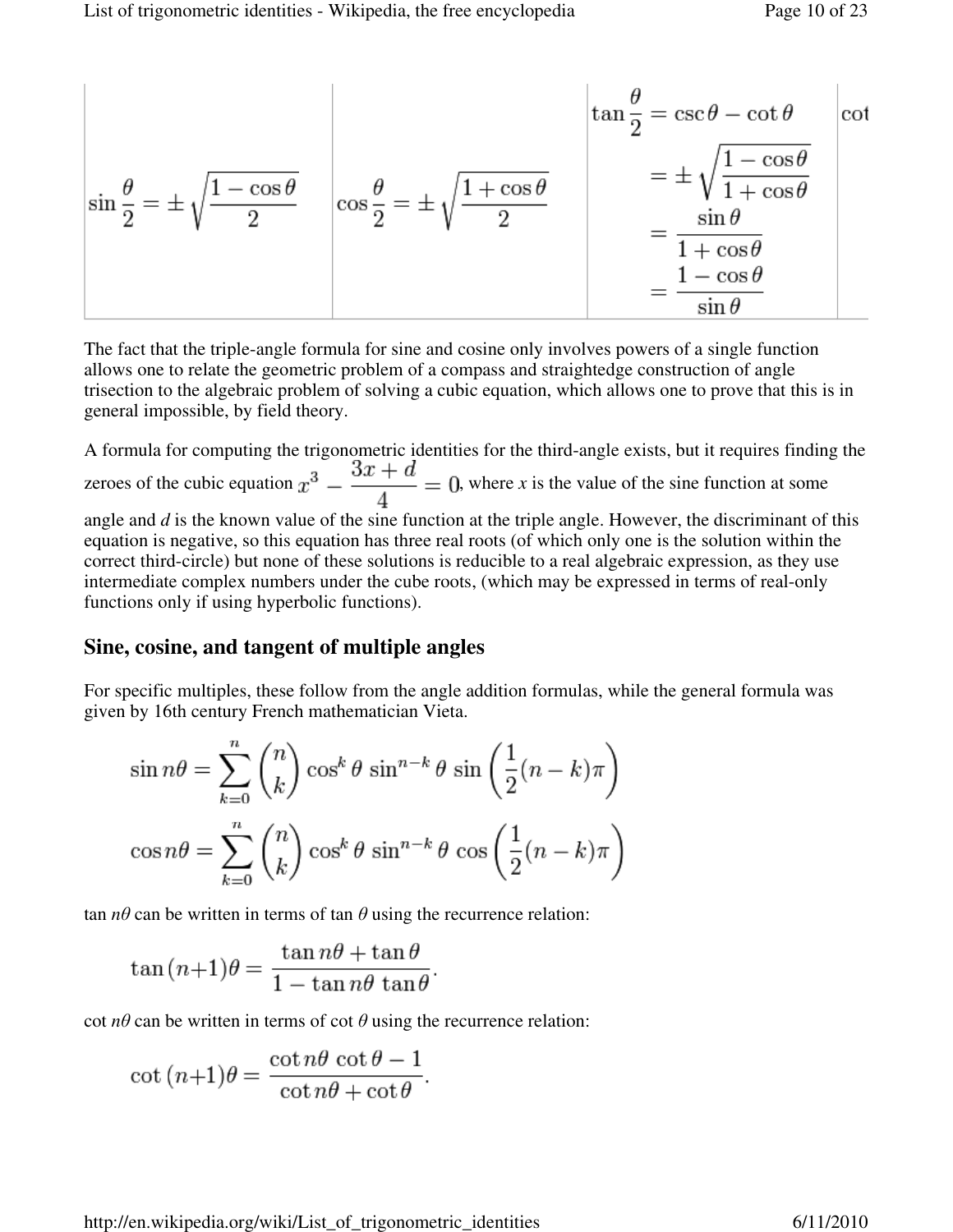| | | | |
|---|---|---|---|
| $\sin\frac{\theta}{2} = \pm\sqrt{\frac{1-\cos\theta}{2}}$ | $\cos\frac{\theta}{2} = \pm\sqrt{\frac{1+\cos\theta}{2}}$ | $\tan\frac{\theta}{2} = \csc\theta - \cot\theta = \pm\sqrt{\frac{1-\cos\theta}{1+\cos\theta}} = \frac{\sin\theta}{1+\cos\theta} = \frac{1-\cos\theta}{\sin\theta}$ | cot |

The fact that the triple-angle formula for sine and cosine only involves powers of a single function allows one to relate the geometric problem of a compass and straightedge construction of angle trisection to the algebraic problem of solving a cubic equation, which allows one to prove that this is in general impossible, by field theory.

A formula for computing the trigonometric identities for the third-angle exists, but it requires finding the zeroes of the cubic equation $x^3 - \frac{3x+d}{4} = 0$, where *x* is the value of the sine function at some angle and *d* is the known value of the sine function at the triple angle. However, the discriminant of this equation is negative, so this equation has three real roots (of which only one is the solution within the correct third-circle) but none of these solutions is reducible to a real algebraic expression, as they use intermediate complex numbers under the cube roots, (which may be expressed in terms of real-only functions only if using hyperbolic functions).

## Sine, cosine, and tangent of multiple angles

For specific multiples, these follow from the angle addition formulas, while the general formula was given by 16th century French mathematician Vieta.

$$\sin n\theta = \sum_{k=0}^{n} \binom{n}{k} \cos^k\theta \, \sin^{n-k}\theta \, \sin\left(\frac{1}{2}(n-k)\pi\right)$$

$$\cos n\theta = \sum_{k=0}^{n} \binom{n}{k} \cos^k\theta \, \sin^{n-k}\theta \, \cos\left(\frac{1}{2}(n-k)\pi\right)$$

$\tan n\theta$ can be written in terms of $\tan\theta$ using the recurrence relation:

$$\tan\,(n{+}1)\theta = \frac{\tan n\theta + \tan\theta}{1 - \tan n\theta\,\tan\theta}.$$

$\cot n\theta$ can be written in terms of $\cot\theta$ using the recurrence relation:

$$\cot\,(n{+}1)\theta = \frac{\cot n\theta\,\cot\theta - 1}{\cot n\theta + \cot\theta}.$$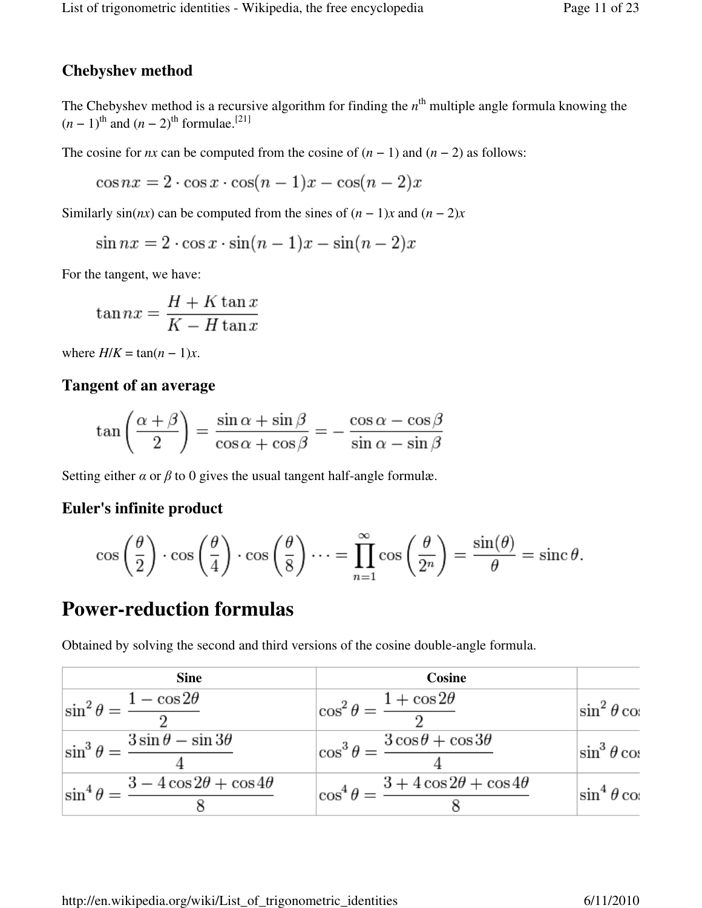### Chebyshev method

The Chebyshev method is a recursive algorithm for finding the $n^{\text{th}}$ multiple angle formula knowing the $(n-1)^{\text{th}}$ and $(n-2)^{\text{th}}$ formulae.[21]

The cosine for $nx$ can be computed from the cosine of $(n-1)$ and $(n-2)$ as follows:

$$\cos nx = 2 \cdot \cos x \cdot \cos(n-1)x - \cos(n-2)x$$

Similarly $\sin(nx)$ can be computed from the sines of $(n-1)x$ and $(n-2)x$

$$\sin nx = 2 \cdot \cos x \cdot \sin(n-1)x - \sin(n-2)x$$

For the tangent, we have:

$$\tan nx = \frac{H + K \tan x}{K - H \tan x}$$

where $H/K = \tan(n-1)x$.

### Tangent of an average

$$\tan\left(\frac{\alpha+\beta}{2}\right) = \frac{\sin\alpha + \sin\beta}{\cos\alpha + \cos\beta} = -\,\frac{\cos\alpha - \cos\beta}{\sin\alpha - \sin\beta}$$

Setting either $\alpha$ or $\beta$ to 0 gives the usual tangent half-angle formulæ.

### Euler's infinite product

$$\cos\left(\frac{\theta}{2}\right) \cdot \cos\left(\frac{\theta}{4}\right) \cdot \cos\left(\frac{\theta}{8}\right) \cdots = \prod_{n=1}^{\infty} \cos\left(\frac{\theta}{2^n}\right) = \frac{\sin(\theta)}{\theta} = \operatorname{sinc}\theta.$$

## Power-reduction formulas

Obtained by solving the second and third versions of the cosine double-angle formula.

| Sine | Cosine | |
|---|---|---|
| $\sin^2\theta = \frac{1 - \cos 2\theta}{2}$ | $\cos^2\theta = \frac{1 + \cos 2\theta}{2}$ | $\sin^2\theta \cos$ |
| $\sin^3\theta = \frac{3\sin\theta - \sin 3\theta}{4}$ | $\cos^3\theta = \frac{3\cos\theta + \cos 3\theta}{4}$ | $\sin^3\theta \cos$ |
| $\sin^4\theta = \frac{3 - 4\cos 2\theta + \cos 4\theta}{8}$ | $\cos^4\theta = \frac{3 + 4\cos 2\theta + \cos 4\theta}{8}$ | $\sin^4\theta \cos$ |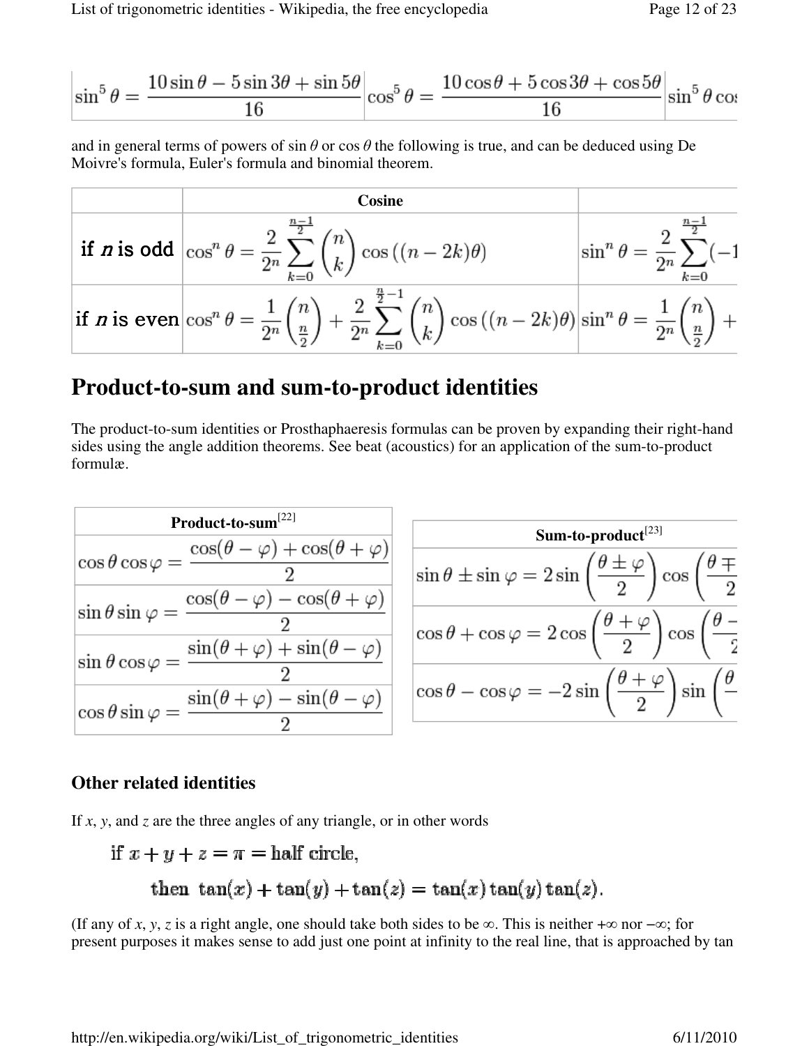| $\sin^5\theta = \dfrac{10\sin\theta - 5\sin 3\theta + \sin 5\theta}{16}$ | $\cos^5\theta = \dfrac{10\cos\theta + 5\cos 3\theta + \cos 5\theta}{16}$ | $\sin^5\theta\cos$ |
|---|---|---|

and in general terms of powers of $\sin\theta$ or $\cos\theta$ the following is true, and can be deduced using De Moivre's formula, Euler's formula and binomial theorem.

| | Cosine | |
|---|---|---|
| if $n$ is odd | $\cos^n\theta = \dfrac{2}{2^n}\displaystyle\sum_{k=0}^{\frac{n-1}{2}}\binom{n}{k}\cos\left((n-2k)\theta\right)$ | $\sin^n\theta = \dfrac{2}{2^n}\displaystyle\sum_{k=0}^{\frac{n-1}{2}}(-1$ |
| if $n$ is even | $\cos^n\theta = \dfrac{1}{2^n}\binom{n}{\frac{n}{2}} + \dfrac{2}{2^n}\displaystyle\sum_{k=0}^{\frac{n}{2}-1}\binom{n}{k}\cos\left((n-2k)\theta\right)$ | $\sin^n\theta = \dfrac{1}{2^n}\binom{n}{\frac{n}{2}} +$ |

# Product-to-sum and sum-to-product identities

The product-to-sum identities or Prosthaphaeresis formulas can be proven by expanding their right-hand sides using the angle addition theorems. See beat (acoustics) for an application of the sum-to-product formulæ.

| Product-to-sum[22] |
|---|
| $\cos\theta\cos\varphi = \dfrac{\cos(\theta-\varphi) + \cos(\theta+\varphi)}{2}$ |
| $\sin\theta\sin\varphi = \dfrac{\cos(\theta-\varphi) - \cos(\theta+\varphi)}{2}$ |
| $\sin\theta\cos\varphi = \dfrac{\sin(\theta+\varphi) + \sin(\theta-\varphi)}{2}$ |
| $\cos\theta\sin\varphi = \dfrac{\sin(\theta+\varphi) - \sin(\theta-\varphi)}{2}$ |

| Sum-to-product[23] |
|---|
| $\sin\theta \pm \sin\varphi = 2\sin\left(\dfrac{\theta\pm\varphi}{2}\right)\cos\left(\dfrac{\theta\mp}{2}\right.$ |
| $\cos\theta + \cos\varphi = 2\cos\left(\dfrac{\theta+\varphi}{2}\right)\cos\left(\dfrac{\theta-}{2}\right.$ |
| $\cos\theta - \cos\varphi = -2\sin\left(\dfrac{\theta+\varphi}{2}\right)\sin\left(\dfrac{\theta}{-}\right.$ |

## Other related identities

If $x$, $y$, and $z$ are the three angles of any triangle, or in other words

$$\text{if } x + y + z = \pi = \text{half circle,}$$

$$\text{then } \tan(x) + \tan(y) + \tan(z) = \tan(x)\tan(y)\tan(z).$$

(If any of $x$, $y$, $z$ is a right angle, one should take both sides to be $\infty$. This is neither $+\infty$ nor $-\infty$; for present purposes it makes sense to add just one point at infinity to the real line, that is approached by tan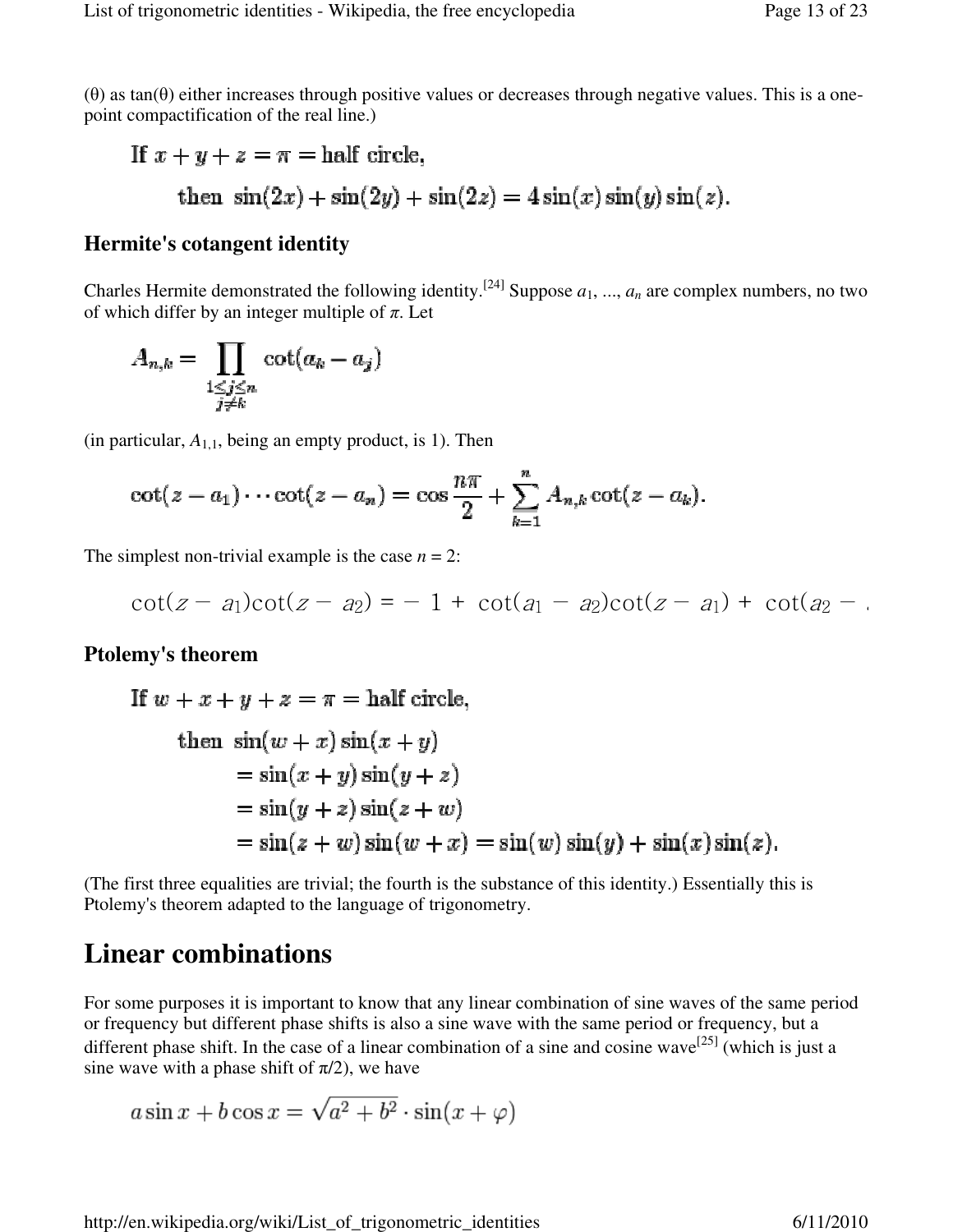(θ) as tan(θ) either increases through positive values or decreases through negative values. This is a one-point compactification of the real line.)

$$\text{If } x + y + z = \pi = \text{half circle,}$$
$$\text{then } \sin(2x) + \sin(2y) + \sin(2z) = 4\sin(x)\sin(y)\sin(z).$$

### Hermite's cotangent identity

Charles Hermite demonstrated the following identity.[24] Suppose $a_1, ..., a_n$ are complex numbers, no two of which differ by an integer multiple of $\pi$. Let

$$A_{n,k} = \prod_{\substack{1 \leq j \leq n \\ j \neq k}} \cot(a_k - a_j)$$

(in particular, $A_{1,1}$, being an empty product, is 1). Then

$$\cot(z - a_1) \cdots \cot(z - a_n) = \cos\frac{n\pi}{2} + \sum_{k=1}^{n} A_{n,k} \cot(z - a_k).$$

The simplest non-trivial example is the case $n = 2$:

$$\cot(z - a_1)\cot(z - a_2) = -1 + \cot(a_1 - a_2)\cot(z - a_1) + \cot(a_2 - $$

### Ptolemy's theorem

$$\text{If } w + x + y + z = \pi = \text{half circle,}$$
$$\begin{aligned} \text{then } & \sin(w + x)\sin(x + y) \\ &= \sin(x + y)\sin(y + z) \\ &= \sin(y + z)\sin(z + w) \\ &= \sin(z + w)\sin(w + x) = \sin(w)\sin(y) + \sin(x)\sin(z). \end{aligned}$$

(The first three equalities are trivial; the fourth is the substance of this identity.) Essentially this is Ptolemy's theorem adapted to the language of trigonometry.

## Linear combinations

For some purposes it is important to know that any linear combination of sine waves of the same period or frequency but different phase shifts is also a sine wave with the same period or frequency, but a different phase shift. In the case of a linear combination of a sine and cosine wave[25] (which is just a sine wave with a phase shift of $\pi/2$), we have

$$a \sin x + b \cos x = \sqrt{a^2 + b^2} \cdot \sin(x + \varphi)$$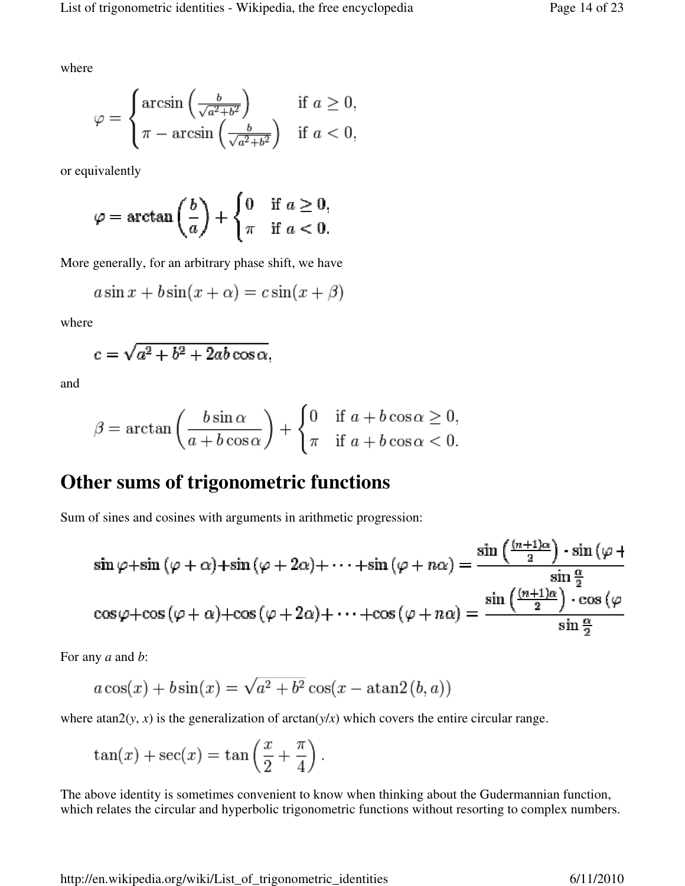where

$$\varphi = \begin{cases} \arcsin\left(\frac{b}{\sqrt{a^2+b^2}}\right) & \text{if } a \geq 0, \\ \pi - \arcsin\left(\frac{b}{\sqrt{a^2+b^2}}\right) & \text{if } a < 0, \end{cases}$$

or equivalently

$$\varphi = \arctan\left(\frac{b}{a}\right) + \begin{cases} 0 & \text{if } a \geq 0, \\ \pi & \text{if } a < 0. \end{cases}$$

More generally, for an arbitrary phase shift, we have

$$a\sin x + b\sin(x+\alpha) = c\sin(x+\beta)$$

where

$$c = \sqrt{a^2 + b^2 + 2ab\cos\alpha},$$

and

$$\beta = \arctan\left(\frac{b\sin\alpha}{a+b\cos\alpha}\right) + \begin{cases} 0 & \text{if } a + b\cos\alpha \geq 0, \\ \pi & \text{if } a + b\cos\alpha < 0. \end{cases}$$

# Other sums of trigonometric functions

Sum of sines and cosines with arguments in arithmetic progression:

$$\sin\varphi + \sin(\varphi+\alpha) + \sin(\varphi+2\alpha) + \cdots + \sin(\varphi+n\alpha) = \frac{\sin\left(\frac{(n+1)\alpha}{2}\right) \cdot \sin(\varphi +}{\sin\frac{\alpha}{2}}$$

$$\cos\varphi + \cos(\varphi+\alpha) + \cos(\varphi+2\alpha) + \cdots + \cos(\varphi+n\alpha) = \frac{\sin\left(\frac{(n+1)\alpha}{2}\right) \cdot \cos(\varphi}{\sin\frac{\alpha}{2}}$$

For any *a* and *b*:

$$a\cos(x) + b\sin(x) = \sqrt{a^2+b^2}\cos(x - \operatorname{atan2}(b,a))$$

where atan2($y$, $x$) is the generalization of arctan($y$/$x$) which covers the entire circular range.

$$\tan(x) + \sec(x) = \tan\left(\frac{x}{2} + \frac{\pi}{4}\right).$$

The above identity is sometimes convenient to know when thinking about the Gudermannian function, which relates the circular and hyperbolic trigonometric functions without resorting to complex numbers.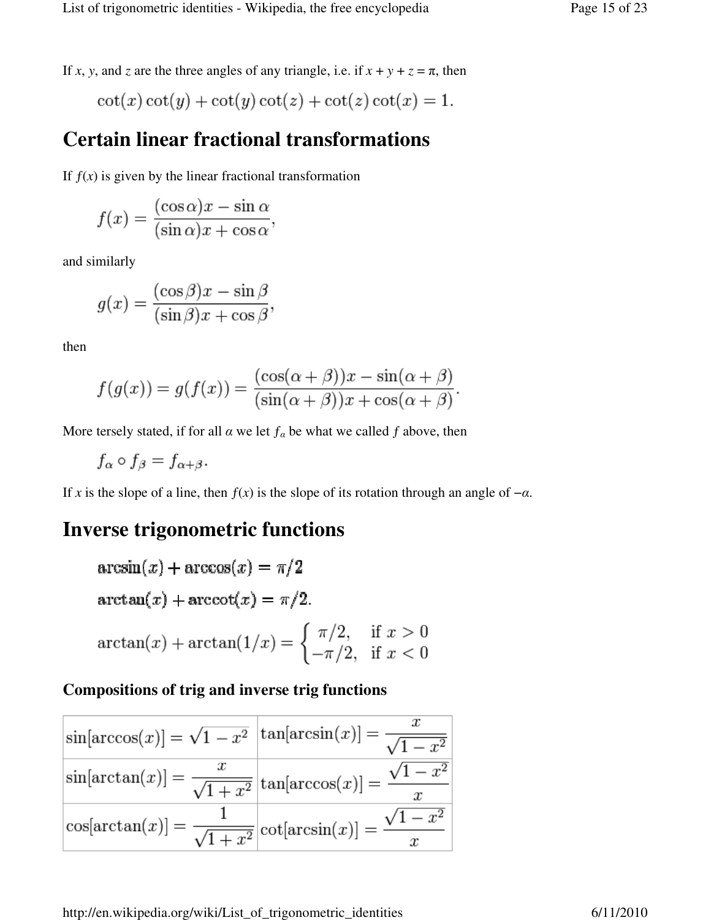If $x$, $y$, and $z$ are the three angles of any triangle, i.e. if $x + y + z = \pi$, then

$$\cot(x)\cot(y) + \cot(y)\cot(z) + \cot(z)\cot(x) = 1.$$

# Certain linear fractional transformations

If $f(x)$ is given by the linear fractional transformation

$$f(x) = \frac{(\cos\alpha)x - \sin\alpha}{(\sin\alpha)x + \cos\alpha},$$

and similarly

$$g(x) = \frac{(\cos\beta)x - \sin\beta}{(\sin\beta)x + \cos\beta},$$

then

$$f(g(x)) = g(f(x)) = \frac{(\cos(\alpha+\beta))x - \sin(\alpha+\beta)}{(\sin(\alpha+\beta))x + \cos(\alpha+\beta)}.$$

More tersely stated, if for all $\alpha$ we let $f_\alpha$ be what we called $f$ above, then

$$f_\alpha \circ f_\beta = f_{\alpha+\beta}.$$

If $x$ is the slope of a line, then $f(x)$ is the slope of its rotation through an angle of $-\alpha$.

# Inverse trigonometric functions

$$\arcsin(x) + \arccos(x) = \pi/2$$

$$\arctan(x) + \operatorname{arccot}(x) = \pi/2.$$

$$\arctan(x) + \arctan(1/x) = \begin{cases} \pi/2, & \text{if } x > 0 \\ -\pi/2, & \text{if } x < 0 \end{cases}$$

### Compositions of trig and inverse trig functions

| | |
|---|---|
| $\sin[\arccos(x)] = \sqrt{1-x^2}$ | $\tan[\arcsin(x)] = \frac{x}{\sqrt{1-x^2}}$ |
| $\sin[\arctan(x)] = \frac{x}{\sqrt{1+x^2}}$ | $\tan[\arccos(x)] = \frac{\sqrt{1-x^2}}{x}$ |
| $\cos[\arctan(x)] = \frac{1}{\sqrt{1+x^2}}$ | $\cot[\arcsin(x)] = \frac{\sqrt{1-x^2}}{x}$ |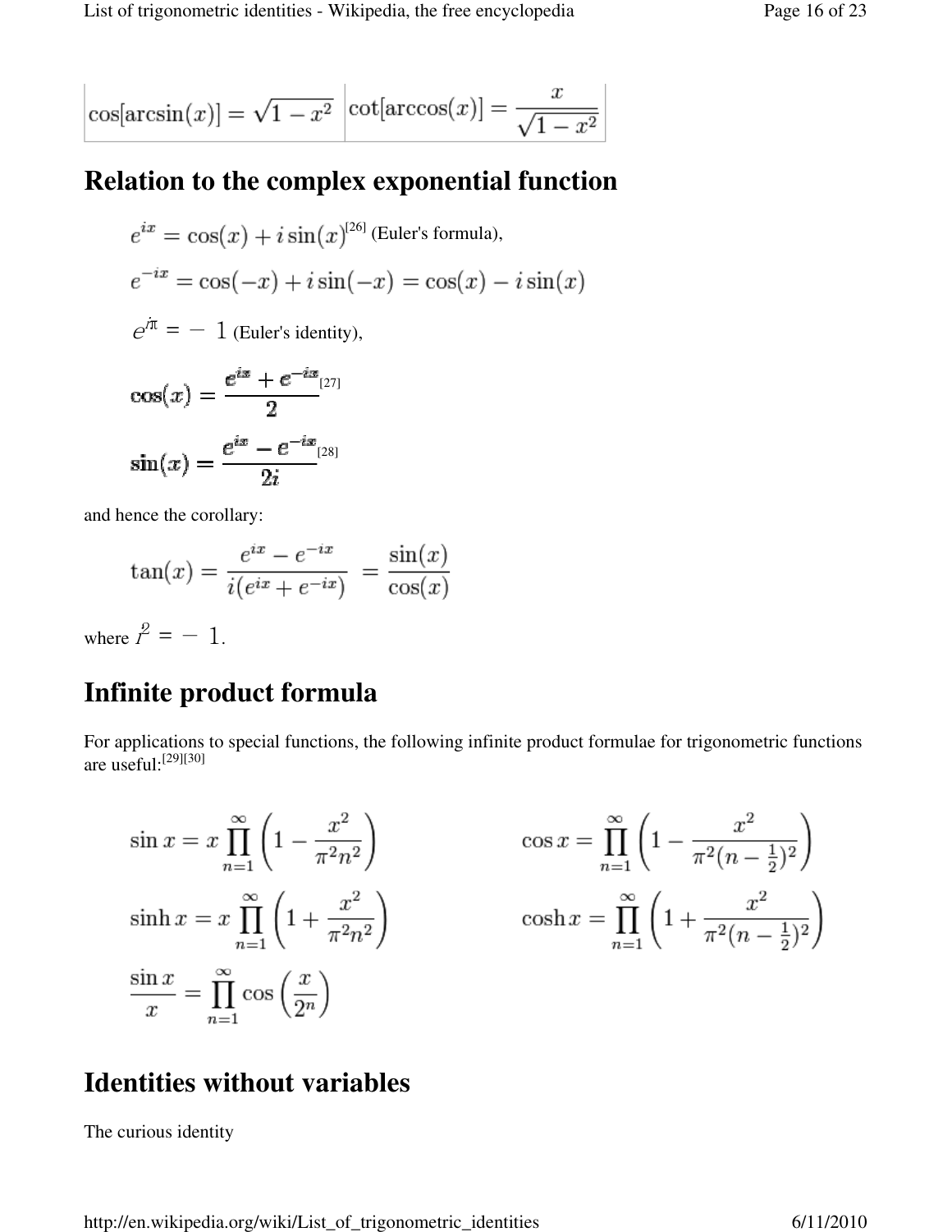| $\cos[\arcsin(x)] = \sqrt{1-x^2}$ | $\cot[\arccos(x)] = \dfrac{x}{\sqrt{1-x^2}}$ |
|---|---|

## Relation to the complex exponential function

$$e^{ix} = \cos(x) + i\sin(x)$$ [26] (Euler's formula),

$$e^{-ix} = \cos(-x) + i\sin(-x) = \cos(x) - i\sin(x)$$

$$e^{i\pi} = -1$$ (Euler's identity),

$$\cos(x) = \frac{e^{ix} + e^{-ix}}{2}$$ [27]

$$\sin(x) = \frac{e^{ix} - e^{-ix}}{2i}$$ [28]

and hence the corollary:

$$\tan(x) = \frac{e^{ix} - e^{-ix}}{i(e^{ix} + e^{-ix})} = \frac{\sin(x)}{\cos(x)}$$

where $i^2 = -1$.

## Infinite product formula

For applications to special functions, the following infinite product formulae for trigonometric functions are useful:[29][30]

$$\sin x = x \prod_{n=1}^{\infty} \left(1 - \frac{x^2}{\pi^2 n^2}\right) \qquad \cos x = \prod_{n=1}^{\infty} \left(1 - \frac{x^2}{\pi^2 (n - \frac{1}{2})^2}\right)$$

$$\sinh x = x \prod_{n=1}^{\infty} \left(1 + \frac{x^2}{\pi^2 n^2}\right) \qquad \cosh x = \prod_{n=1}^{\infty} \left(1 + \frac{x^2}{\pi^2 (n - \frac{1}{2})^2}\right)$$

$$\frac{\sin x}{x} = \prod_{n=1}^{\infty} \cos\left(\frac{x}{2^n}\right)$$

## Identities without variables

The curious identity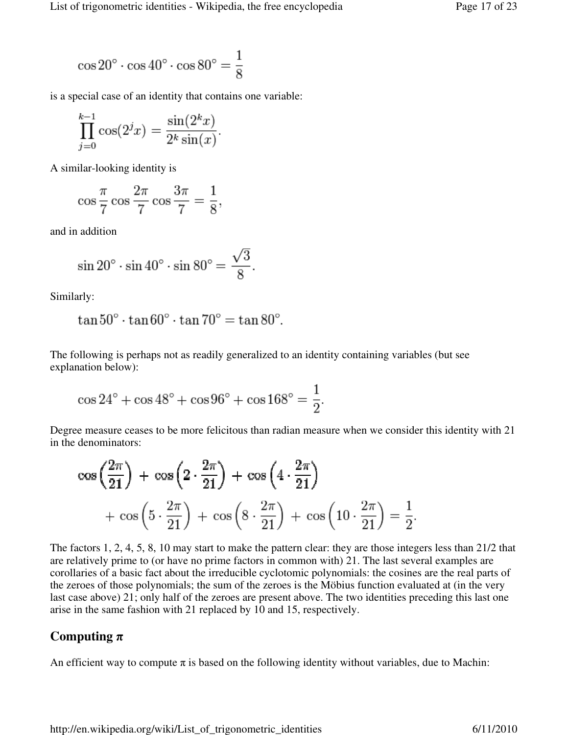$$\cos 20^\circ \cdot \cos 40^\circ \cdot \cos 80^\circ = \frac{1}{8}$$

is a special case of an identity that contains one variable:

$$\prod_{j=0}^{k-1} \cos(2^j x) = \frac{\sin(2^k x)}{2^k \sin(x)}.$$

A similar-looking identity is

$$\cos\frac{\pi}{7}\cos\frac{2\pi}{7}\cos\frac{3\pi}{7} = \frac{1}{8},$$

and in addition

$$\sin 20^\circ \cdot \sin 40^\circ \cdot \sin 80^\circ = \frac{\sqrt{3}}{8}.$$

Similarly:

$$\tan 50^\circ \cdot \tan 60^\circ \cdot \tan 70^\circ = \tan 80^\circ.$$

The following is perhaps not as readily generalized to an identity containing variables (but see explanation below):

$$\cos 24^\circ + \cos 48^\circ + \cos 96^\circ + \cos 168^\circ = \frac{1}{2}.$$

Degree measure ceases to be more felicitous than radian measure when we consider this identity with 21 in the denominators:

$$\cos\left(\frac{2\pi}{21}\right) + \cos\left(2\cdot\frac{2\pi}{21}\right) + \cos\left(4\cdot\frac{2\pi}{21}\right) + \cos\left(5\cdot\frac{2\pi}{21}\right) + \cos\left(8\cdot\frac{2\pi}{21}\right) + \cos\left(10\cdot\frac{2\pi}{21}\right) = \frac{1}{2}.$$

The factors 1, 2, 4, 5, 8, 10 may start to make the pattern clear: they are those integers less than 21/2 that are relatively prime to (or have no prime factors in common with) 21. The last several examples are corollaries of a basic fact about the irreducible cyclotomic polynomials: the cosines are the real parts of the zeroes of those polynomials; the sum of the zeroes is the Möbius function evaluated at (in the very last case above) 21; only half of the zeroes are present above. The two identities preceding this last one arise in the same fashion with 21 replaced by 10 and 15, respectively.

## Computing π

An efficient way to compute π is based on the following identity without variables, due to Machin: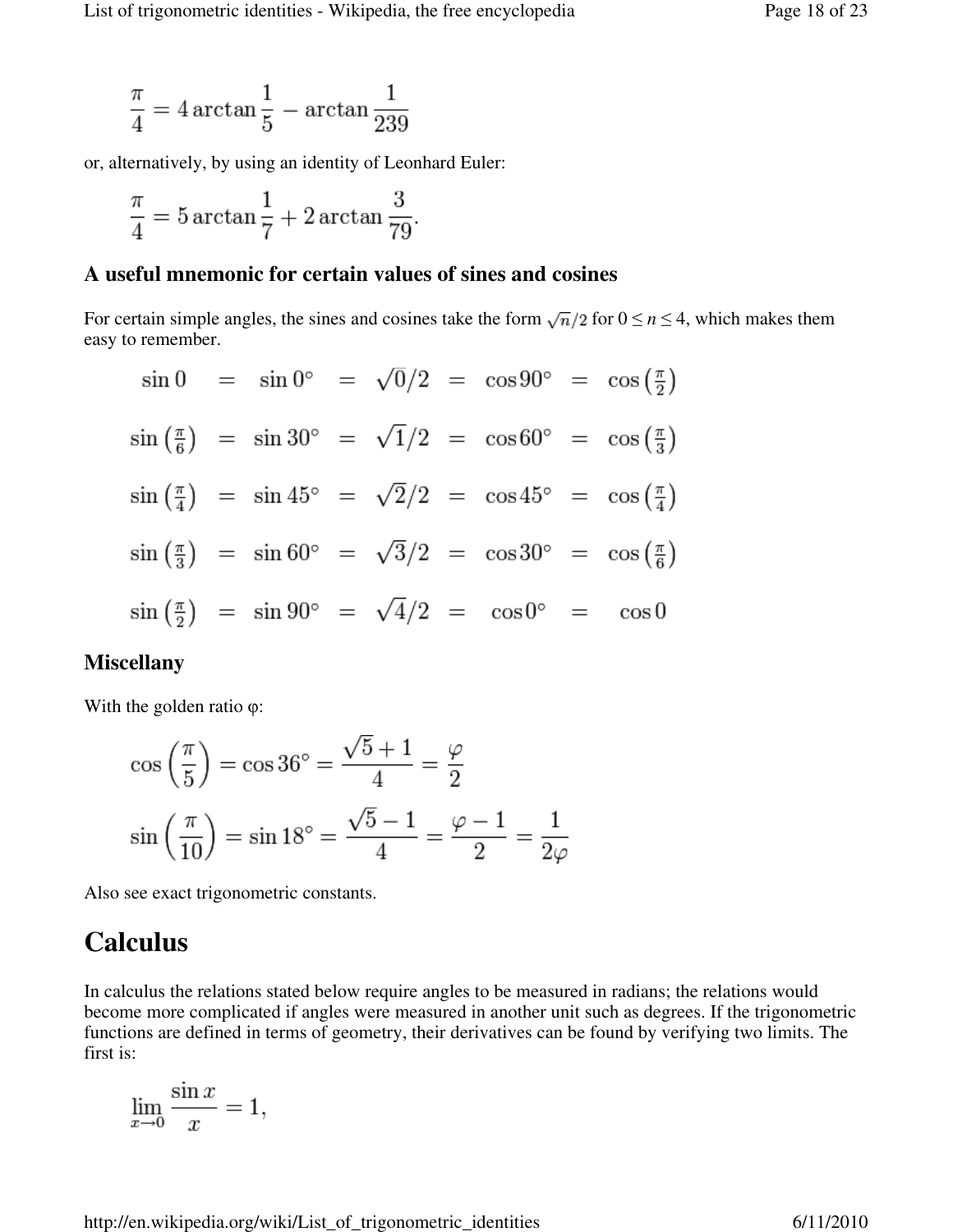$$\frac{\pi}{4} = 4\arctan\frac{1}{5} - \arctan\frac{1}{239}$$

or, alternatively, by using an identity of Leonhard Euler:

$$\frac{\pi}{4} = 5\arctan\frac{1}{7} + 2\arctan\frac{3}{79}.$$

### A useful mnemonic for certain values of sines and cosines

For certain simple angles, the sines and cosines take the form $\sqrt{n}/2$ for $0 \le n \le 4$, which makes them easy to remember.

$$
\begin{array}{ccccccccc}
\sin 0 & = & \sin 0^\circ & = & \sqrt{0}/2 & = & \cos 90^\circ & = & \cos\left(\frac{\pi}{2}\right) \\
\sin\left(\frac{\pi}{6}\right) & = & \sin 30^\circ & = & \sqrt{1}/2 & = & \cos 60^\circ & = & \cos\left(\frac{\pi}{3}\right) \\
\sin\left(\frac{\pi}{4}\right) & = & \sin 45^\circ & = & \sqrt{2}/2 & = & \cos 45^\circ & = & \cos\left(\frac{\pi}{4}\right) \\
\sin\left(\frac{\pi}{3}\right) & = & \sin 60^\circ & = & \sqrt{3}/2 & = & \cos 30^\circ & = & \cos\left(\frac{\pi}{6}\right) \\
\sin\left(\frac{\pi}{2}\right) & = & \sin 90^\circ & = & \sqrt{4}/2 & = & \cos 0^\circ & = & \cos 0
\end{array}
$$

### Miscellany

With the golden ratio φ:

$$\cos\left(\frac{\pi}{5}\right) = \cos 36^\circ = \frac{\sqrt{5}+1}{4} = \frac{\varphi}{2}$$

$$\sin\left(\frac{\pi}{10}\right) = \sin 18^\circ = \frac{\sqrt{5}-1}{4} = \frac{\varphi - 1}{2} = \frac{1}{2\varphi}$$

Also see exact trigonometric constants.

# Calculus

In calculus the relations stated below require angles to be measured in radians; the relations would become more complicated if angles were measured in another unit such as degrees. If the trigonometric functions are defined in terms of geometry, their derivatives can be found by verifying two limits. The first is:

$$\lim_{x \to 0} \frac{\sin x}{x} = 1,$$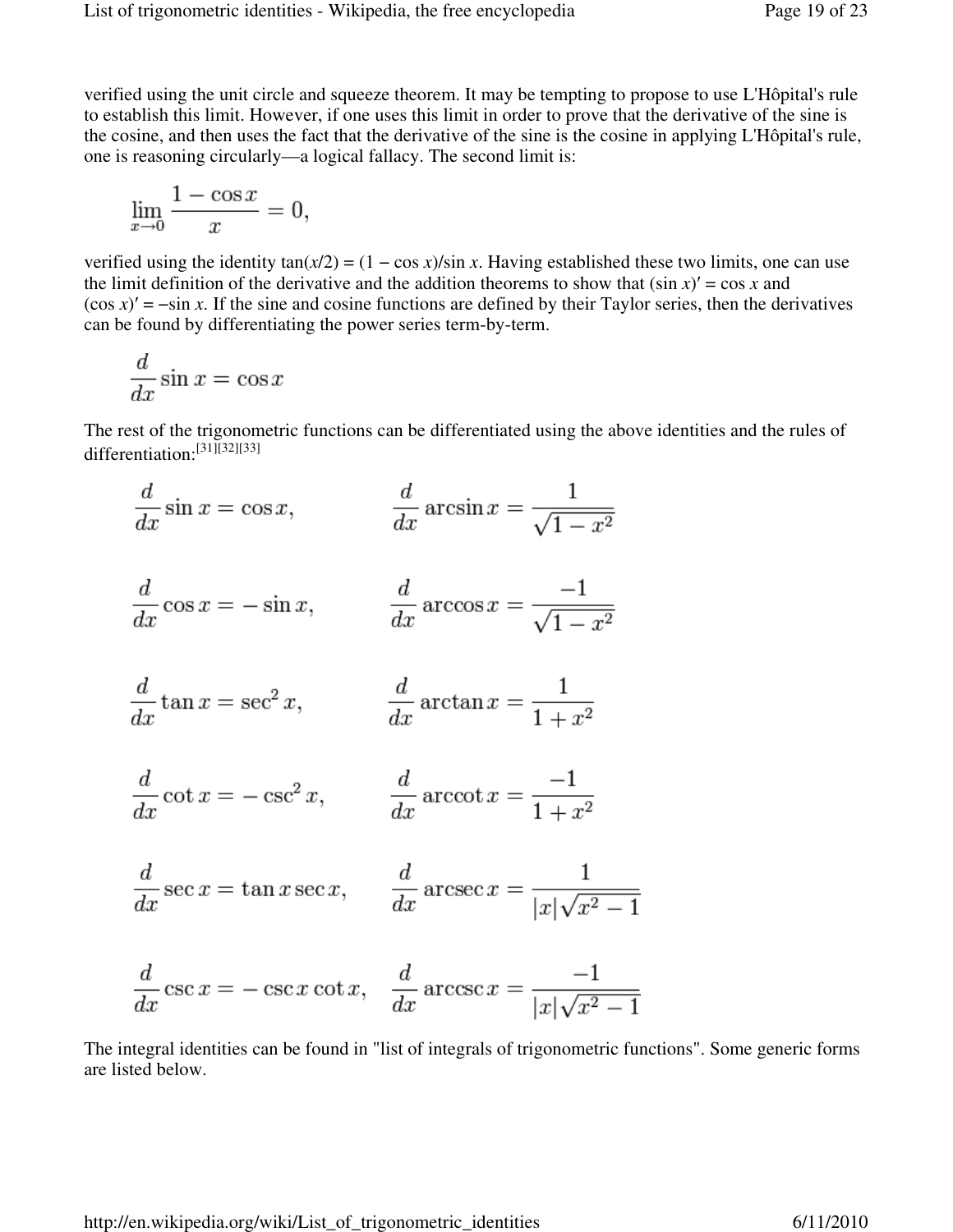verified using the unit circle and squeeze theorem. It may be tempting to propose to use L'Hôpital's rule to establish this limit. However, if one uses this limit in order to prove that the derivative of the sine is the cosine, and then uses the fact that the derivative of the sine is the cosine in applying L'Hôpital's rule, one is reasoning circularly—a logical fallacy. The second limit is:

$$\lim_{x\to 0} \frac{1-\cos x}{x} = 0,$$

verified using the identity $\tan(x/2) = (1 - \cos x)/\sin x$. Having established these two limits, one can use the limit definition of the derivative and the addition theorems to show that $(\sin x)' = \cos x$ and $(\cos x)' = -\sin x$. If the sine and cosine functions are defined by their Taylor series, then the derivatives can be found by differentiating the power series term-by-term.

$$\frac{d}{dx}\sin x = \cos x$$

The rest of the trigonometric functions can be differentiated using the above identities and the rules of differentiation:[31][32][33]

$$\frac{d}{dx}\sin x = \cos x, \qquad \frac{d}{dx}\arcsin x = \frac{1}{\sqrt{1-x^2}}$$

$$\frac{d}{dx}\cos x = -\sin x, \qquad \frac{d}{dx}\arccos x = \frac{-1}{\sqrt{1-x^2}}$$

$$\frac{d}{dx}\tan x = \sec^2 x, \qquad \frac{d}{dx}\arctan x = \frac{1}{1+x^2}$$

$$\frac{d}{dx}\cot x = -\csc^2 x, \qquad \frac{d}{dx}\operatorname{arccot} x = \frac{-1}{1+x^2}$$

$$\frac{d}{dx}\sec x = \tan x \sec x, \qquad \frac{d}{dx}\operatorname{arcsec} x = \frac{1}{|x|\sqrt{x^2-1}}$$

$$\frac{d}{dx}\csc x = -\csc x \cot x, \qquad \frac{d}{dx}\operatorname{arccsc} x = \frac{-1}{|x|\sqrt{x^2-1}}$$

The integral identities can be found in "list of integrals of trigonometric functions". Some generic forms are listed below.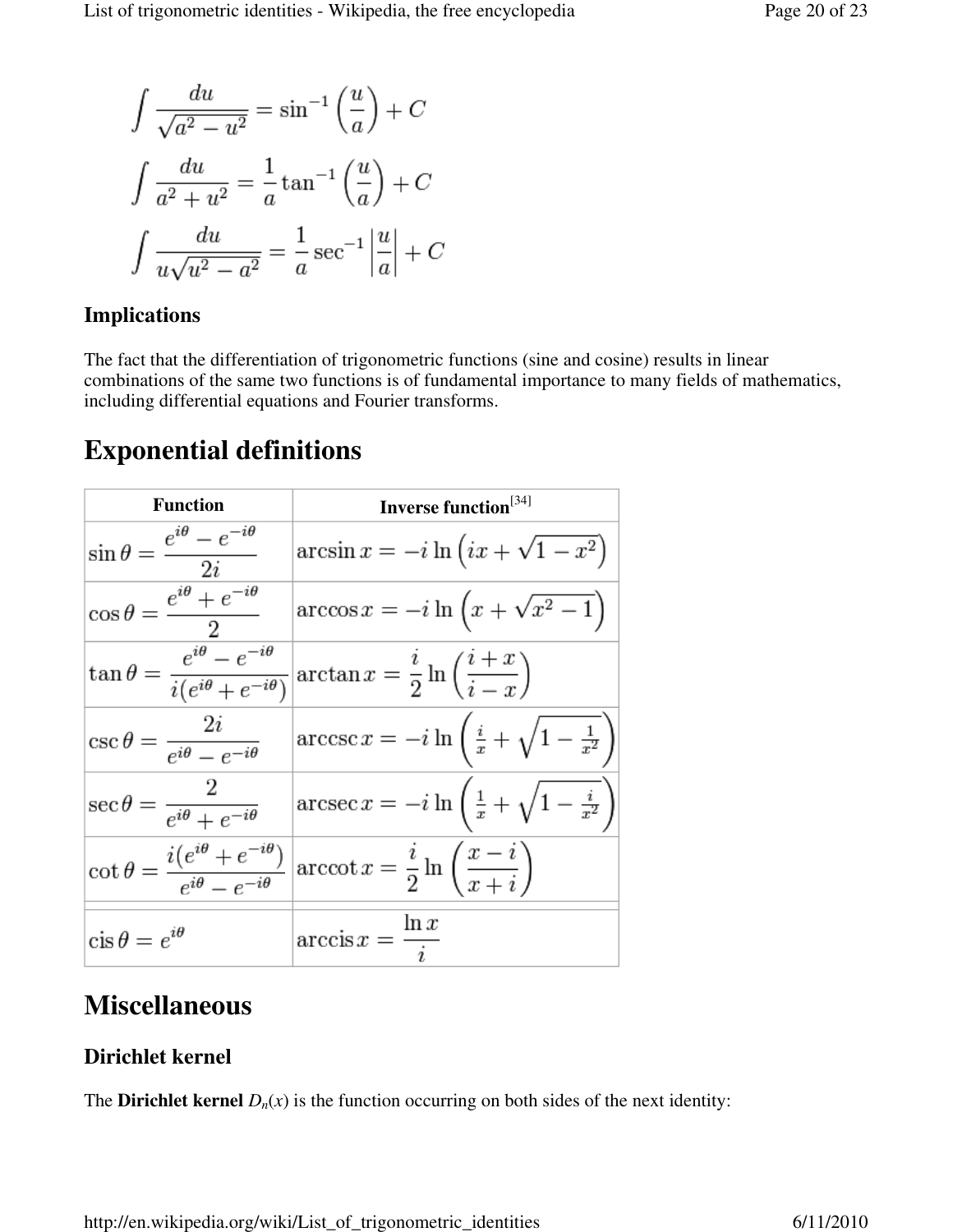$$\int \frac{du}{\sqrt{a^2 - u^2}} = \sin^{-1}\left(\frac{u}{a}\right) + C$$

$$\int \frac{du}{a^2 + u^2} = \frac{1}{a}\tan^{-1}\left(\frac{u}{a}\right) + C$$

$$\int \frac{du}{u\sqrt{u^2 - a^2}} = \frac{1}{a}\sec^{-1}\left|\frac{u}{a}\right| + C$$

### Implications

The fact that the differentiation of trigonometric functions (sine and cosine) results in linear combinations of the same two functions is of fundamental importance to many fields of mathematics, including differential equations and Fourier transforms.

## Exponential definitions

| Function | Inverse function[34] |
|---|---|
| $\sin\theta = \frac{e^{i\theta} - e^{-i\theta}}{2i}$ | $\arcsin x = -i\ln\left(ix + \sqrt{1 - x^2}\right)$ |
| $\cos\theta = \frac{e^{i\theta} + e^{-i\theta}}{2}$ | $\arccos x = -i\ln\left(x + \sqrt{x^2 - 1}\right)$ |
| $\tan\theta = \frac{e^{i\theta} - e^{-i\theta}}{i(e^{i\theta} + e^{-i\theta})}$ | $\arctan x = \frac{i}{2}\ln\left(\frac{i + x}{i - x}\right)$ |
| $\csc\theta = \frac{2i}{e^{i\theta} - e^{-i\theta}}$ | $\operatorname{arccsc} x = -i\ln\left(\frac{i}{x} + \sqrt{1 - \frac{1}{x^2}}\right)$ |
| $\sec\theta = \frac{2}{e^{i\theta} + e^{-i\theta}}$ | $\operatorname{arcsec} x = -i\ln\left(\frac{1}{x} + \sqrt{1 - \frac{i}{x^2}}\right)$ |
| $\cot\theta = \frac{i(e^{i\theta} + e^{-i\theta})}{e^{i\theta} - e^{-i\theta}}$ | $\operatorname{arccot} x = \frac{i}{2}\ln\left(\frac{x - i}{x + i}\right)$ |
| | |
| $\operatorname{cis}\theta = e^{i\theta}$ | $\operatorname{arccis} x = \frac{\ln x}{i}$ |

## Miscellaneous

### Dirichlet kernel

The **Dirichlet kernel** $D_n(x)$ is the function occurring on both sides of the next identity: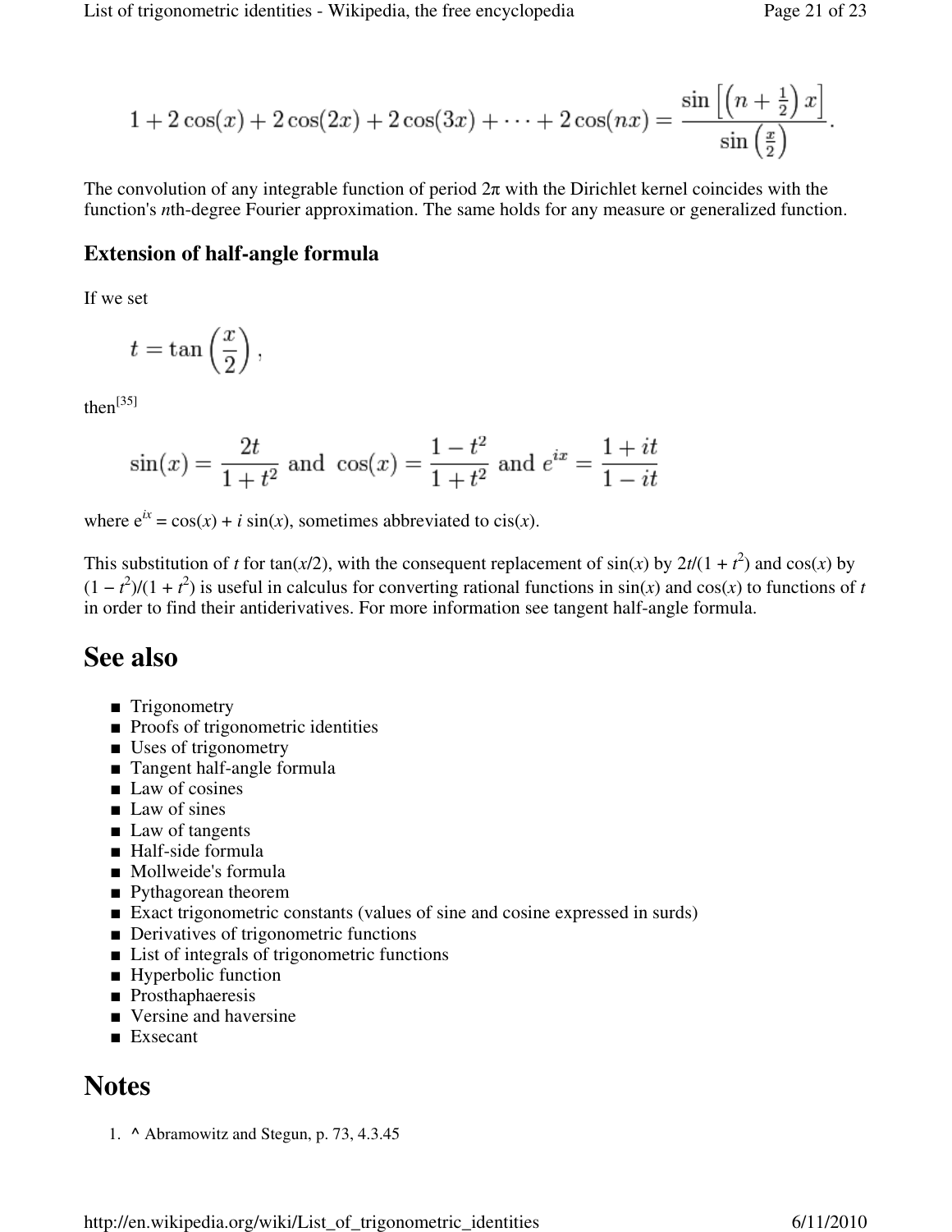$$1 + 2\cos(x) + 2\cos(2x) + 2\cos(3x) + \cdots + 2\cos(nx) = \frac{\sin\left[\left(n + \frac{1}{2}\right)x\right]}{\sin\left(\frac{x}{2}\right)}.$$

The convolution of any integrable function of period $2\pi$ with the Dirichlet kernel coincides with the function's $n$th-degree Fourier approximation. The same holds for any measure or generalized function.

### Extension of half-angle formula

If we set

$$t = \tan\left(\frac{x}{2}\right),$$

then[35]

$$\sin(x) = \frac{2t}{1+t^2} \text{ and } \cos(x) = \frac{1-t^2}{1+t^2} \text{ and } e^{ix} = \frac{1+it}{1-it}$$

where $e^{ix} = \cos(x) + i\sin(x)$, sometimes abbreviated to cis($x$).

This substitution of $t$ for $\tan(x/2)$, with the consequent replacement of $\sin(x)$ by $2t/(1 + t^2)$ and $\cos(x)$ by $(1 - t^2)/(1 + t^2)$ is useful in calculus for converting rational functions in $\sin(x)$ and $\cos(x)$ to functions of $t$ in order to find their antiderivatives. For more information see tangent half-angle formula.

## See also

- Trigonometry
- Proofs of trigonometric identities
- Uses of trigonometry
- Tangent half-angle formula
- Law of cosines
- Law of sines
- Law of tangents
- Half-side formula
- Mollweide's formula
- Pythagorean theorem
- Exact trigonometric constants (values of sine and cosine expressed in surds)
- Derivatives of trigonometric functions
- List of integrals of trigonometric functions
- Hyperbolic function
- Prosthaphaeresis
- Versine and haversine
- Exsecant

## Notes

1. ^ Abramowitz and Stegun, p. 73, 4.3.45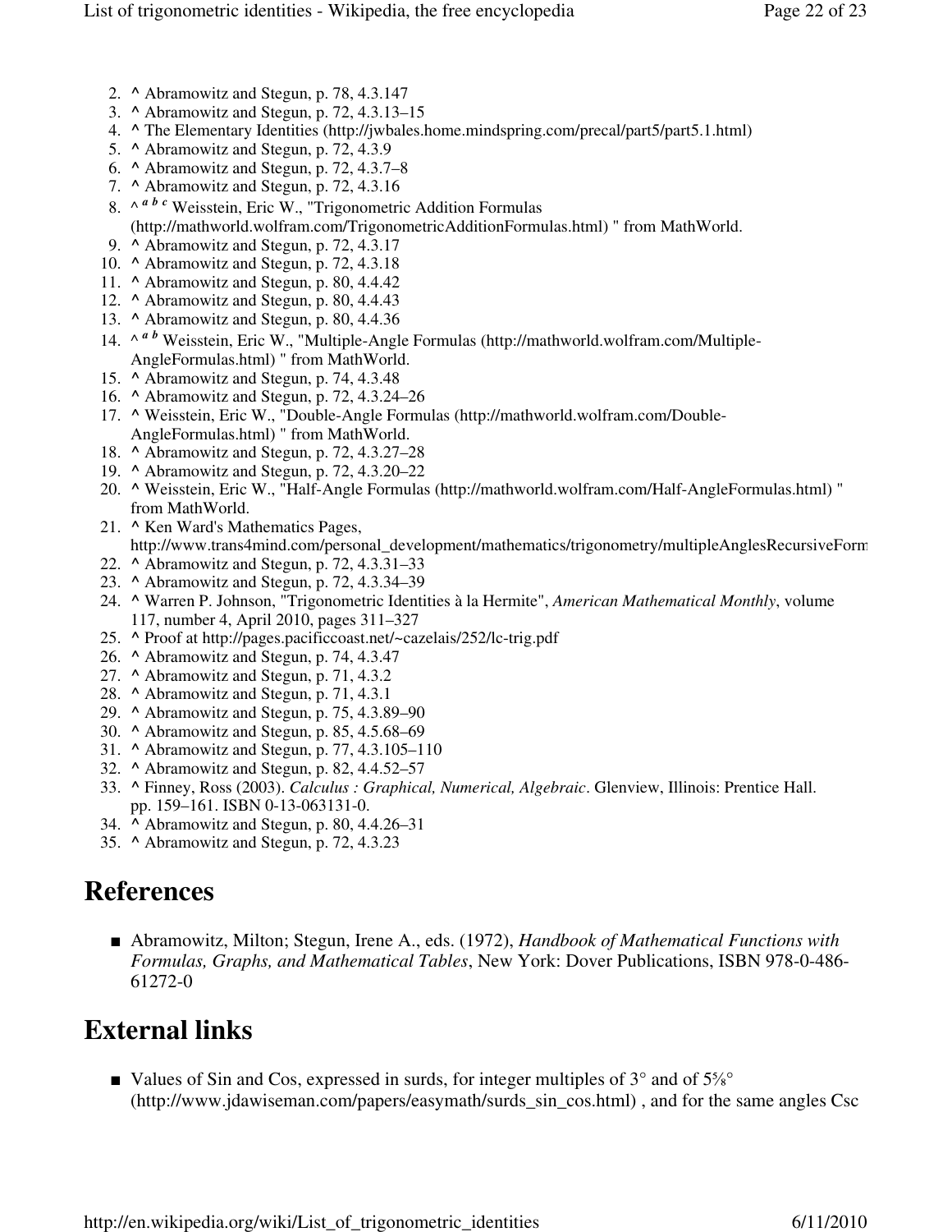2. ^ Abramowitz and Stegun, p. 78, 4.3.147
3. ^ Abramowitz and Stegun, p. 72, 4.3.13–15
4. ^ The Elementary Identities (http://jwbales.home.mindspring.com/precal/part5/part5.1.html)
5. ^ Abramowitz and Stegun, p. 72, 4.3.9
6. ^ Abramowitz and Stegun, p. 72, 4.3.7–8
7. ^ Abramowitz and Stegun, p. 72, 4.3.16
8. ^ *a b c* Weisstein, Eric W., "Trigonometric Addition Formulas (http://mathworld.wolfram.com/TrigonometricAdditionFormulas.html) " from MathWorld.
9. ^ Abramowitz and Stegun, p. 72, 4.3.17
10. ^ Abramowitz and Stegun, p. 72, 4.3.18
11. ^ Abramowitz and Stegun, p. 80, 4.4.42
12. ^ Abramowitz and Stegun, p. 80, 4.4.43
13. ^ Abramowitz and Stegun, p. 80, 4.4.36
14. ^ *a b* Weisstein, Eric W., "Multiple-Angle Formulas (http://mathworld.wolfram.com/Multiple-AngleFormulas.html) " from MathWorld.
15. ^ Abramowitz and Stegun, p. 74, 4.3.48
16. ^ Abramowitz and Stegun, p. 72, 4.3.24–26
17. ^ Weisstein, Eric W., "Double-Angle Formulas (http://mathworld.wolfram.com/Double-AngleFormulas.html) " from MathWorld.
18. ^ Abramowitz and Stegun, p. 72, 4.3.27–28
19. ^ Abramowitz and Stegun, p. 72, 4.3.20–22
20. ^ Weisstein, Eric W., "Half-Angle Formulas (http://mathworld.wolfram.com/Half-AngleFormulas.html) " from MathWorld.
21. ^ Ken Ward's Mathematics Pages, http://www.trans4mind.com/personal_development/mathematics/trigonometry/multipleAnglesRecursiveForm
22. ^ Abramowitz and Stegun, p. 72, 4.3.31–33
23. ^ Abramowitz and Stegun, p. 72, 4.3.34–39
24. ^ Warren P. Johnson, "Trigonometric Identities à la Hermite", *American Mathematical Monthly*, volume 117, number 4, April 2010, pages 311–327
25. ^ Proof at http://pages.pacificcoast.net/~cazelais/252/lc-trig.pdf
26. ^ Abramowitz and Stegun, p. 74, 4.3.47
27. ^ Abramowitz and Stegun, p. 71, 4.3.2
28. ^ Abramowitz and Stegun, p. 71, 4.3.1
29. ^ Abramowitz and Stegun, p. 75, 4.3.89–90
30. ^ Abramowitz and Stegun, p. 85, 4.5.68–69
31. ^ Abramowitz and Stegun, p. 77, 4.3.105–110
32. ^ Abramowitz and Stegun, p. 82, 4.4.52–57
33. ^ Finney, Ross (2003). *Calculus : Graphical, Numerical, Algebraic*. Glenview, Illinois: Prentice Hall. pp. 159–161. ISBN 0-13-063131-0.
34. ^ Abramowitz and Stegun, p. 80, 4.4.26–31
35. ^ Abramowitz and Stegun, p. 72, 4.3.23

## References

- Abramowitz, Milton; Stegun, Irene A., eds. (1972), *Handbook of Mathematical Functions with Formulas, Graphs, and Mathematical Tables*, New York: Dover Publications, ISBN 978-0-486-61272-0

## External links

- Values of Sin and Cos, expressed in surds, for integer multiples of 3° and of 5⅝° (http://www.jdawiseman.com/papers/easymath/surds_sin_cos.html) , and for the same angles Csc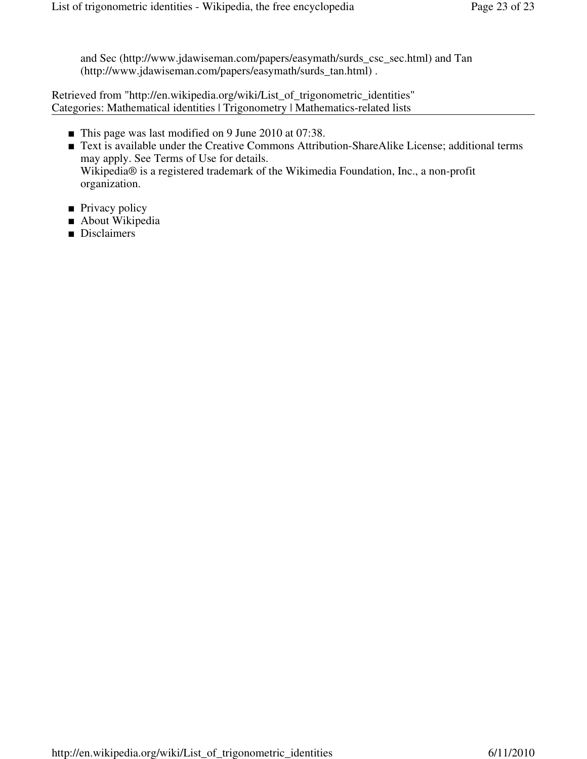and Sec (http://www.jdawiseman.com/papers/easymath/surds_csc_sec.html) and Tan (http://www.jdawiseman.com/papers/easymath/surds_tan.html) .

Retrieved from "http://en.wikipedia.org/wiki/List_of_trigonometric_identities"
Categories: Mathematical identities | Trigonometry | Mathematics-related lists

- This page was last modified on 9 June 2010 at 07:38.
- Text is available under the Creative Commons Attribution-ShareAlike License; additional terms may apply. See Terms of Use for details.
  Wikipedia® is a registered trademark of the Wikimedia Foundation, Inc., a non-profit organization.

- Privacy policy
- About Wikipedia
- Disclaimers